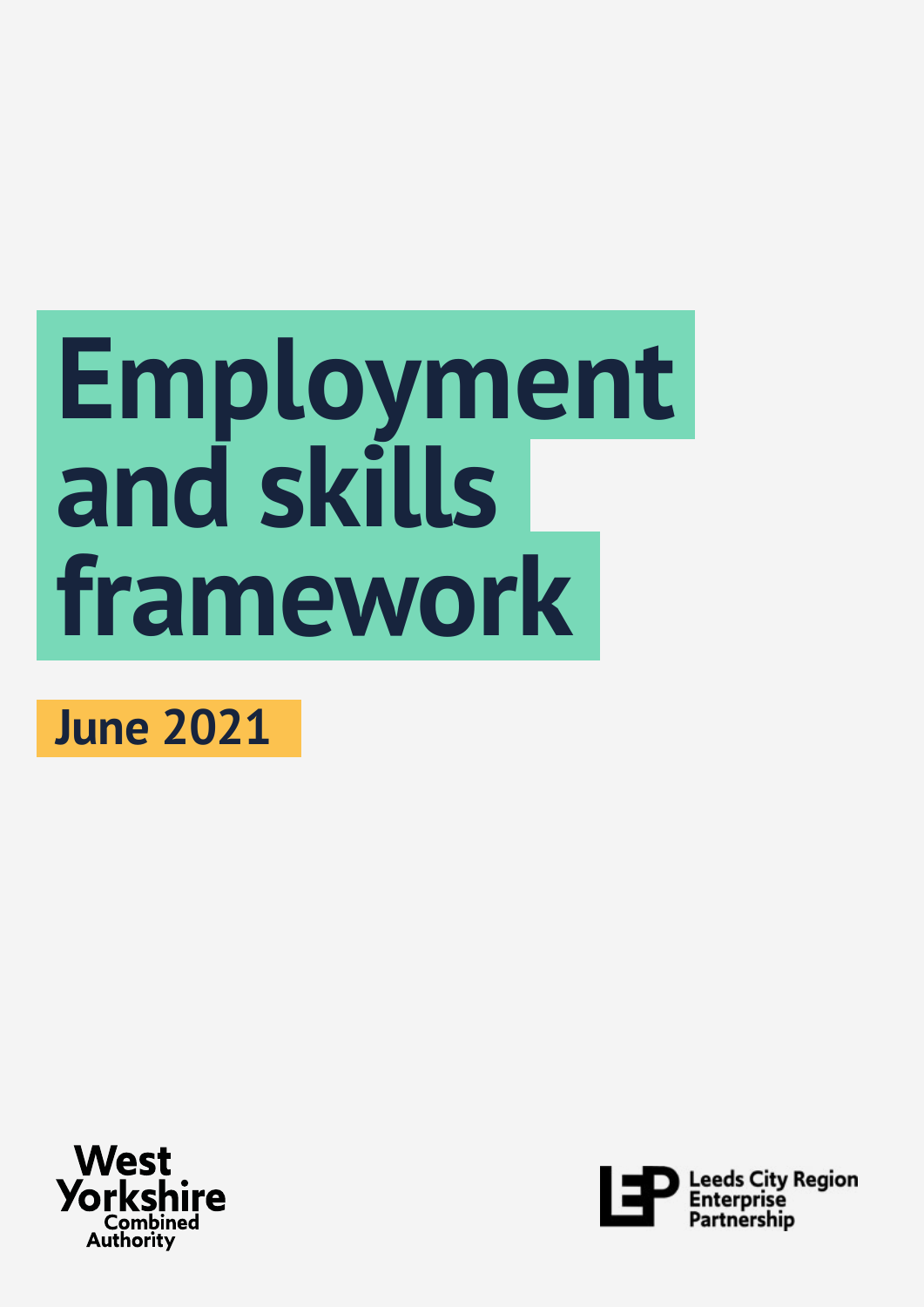# Employment and skills framework

**June 2021**

West Yorkshire Combined Authority

Leeds City Region Enterprise Partnership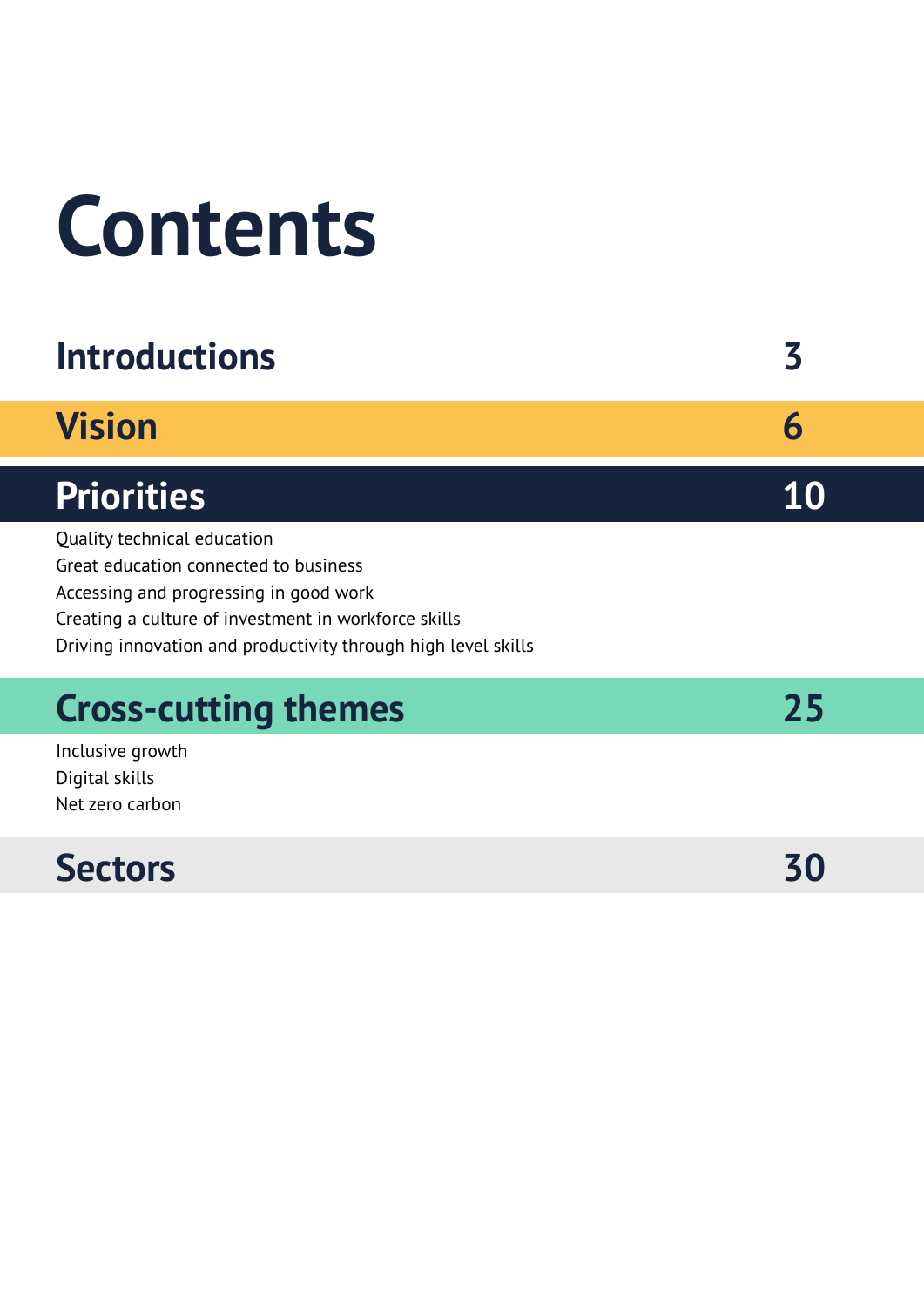# Contents

| | |
|---|---|
| **Introductions** | **3** |
| **Vision** | **6** |
| **Priorities** | **10** |

- Quality technical education
- Great education connected to business
- Accessing and progressing in good work
- Creating a culture of investment in workforce skills
- Driving innovation and productivity through high level skills

| | |
|---|---|
| **Cross-cutting themes** | **25** |

- Inclusive growth
- Digital skills
- Net zero carbon

| | |
|---|---|
| **Sectors** | **30** |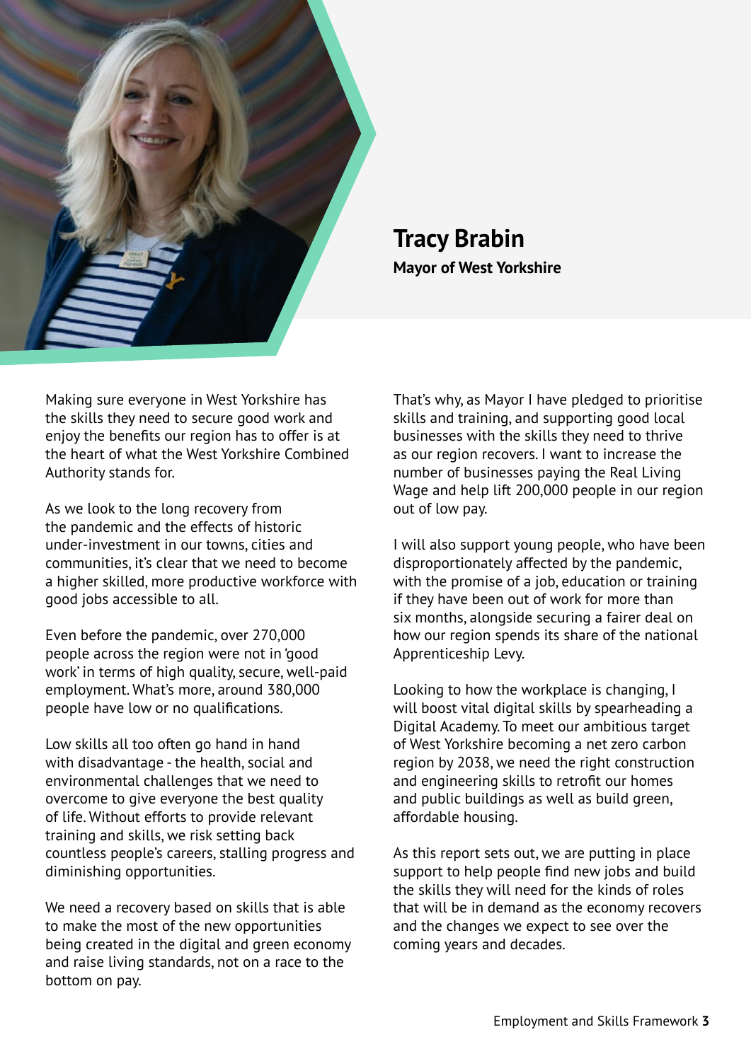## Tracy Brabin

**Mayor of West Yorkshire**

Making sure everyone in West Yorkshire has the skills they need to secure good work and enjoy the benefits our region has to offer is at the heart of what the West Yorkshire Combined Authority stands for.

As we look to the long recovery from the pandemic and the effects of historic under-investment in our towns, cities and communities, it's clear that we need to become a higher skilled, more productive workforce with good jobs accessible to all.

Even before the pandemic, over 270,000 people across the region were not in 'good work' in terms of high quality, secure, well-paid employment. What's more, around 380,000 people have low or no qualifications.

Low skills all too often go hand in hand with disadvantage - the health, social and environmental challenges that we need to overcome to give everyone the best quality of life. Without efforts to provide relevant training and skills, we risk setting back countless people's careers, stalling progress and diminishing opportunities.

We need a recovery based on skills that is able to make the most of the new opportunities being created in the digital and green economy and raise living standards, not on a race to the bottom on pay.

That's why, as Mayor I have pledged to prioritise skills and training, and supporting good local businesses with the skills they need to thrive as our region recovers. I want to increase the number of businesses paying the Real Living Wage and help lift 200,000 people in our region out of low pay.

I will also support young people, who have been disproportionately affected by the pandemic, with the promise of a job, education or training if they have been out of work for more than six months, alongside securing a fairer deal on how our region spends its share of the national Apprenticeship Levy.

Looking to how the workplace is changing, I will boost vital digital skills by spearheading a Digital Academy. To meet our ambitious target of West Yorkshire becoming a net zero carbon region by 2038, we need the right construction and engineering skills to retrofit our homes and public buildings as well as build green, affordable housing.

As this report sets out, we are putting in place support to help people find new jobs and build the skills they will need for the kinds of roles that will be in demand as the economy recovers and the changes we expect to see over the coming years and decades.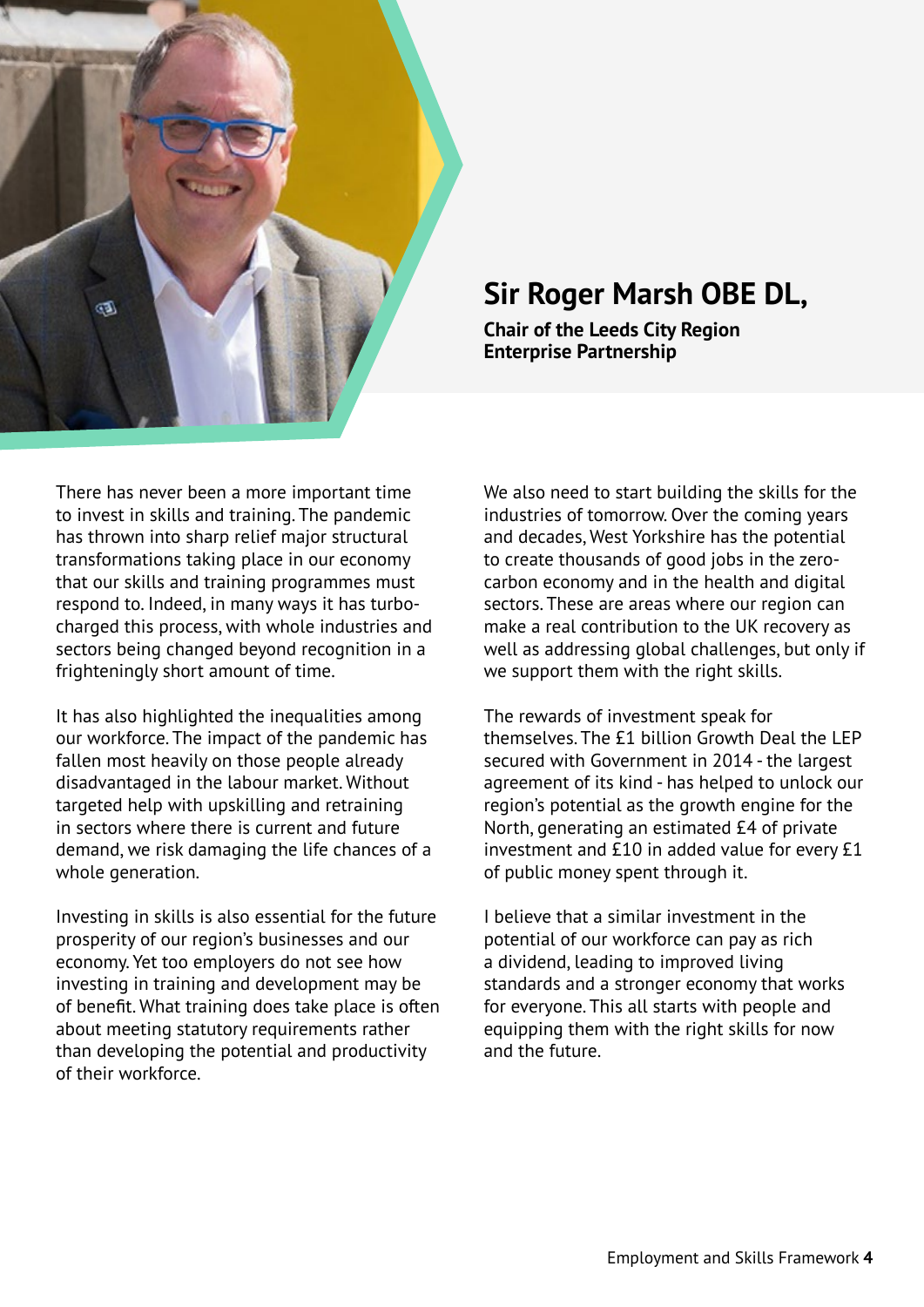## Sir Roger Marsh OBE DL,

**Chair of the Leeds City Region Enterprise Partnership**

There has never been a more important time to invest in skills and training. The pandemic has thrown into sharp relief major structural transformations taking place in our economy that our skills and training programmes must respond to. Indeed, in many ways it has turbo-charged this process, with whole industries and sectors being changed beyond recognition in a frighteningly short amount of time.

It has also highlighted the inequalities among our workforce. The impact of the pandemic has fallen most heavily on those people already disadvantaged in the labour market. Without targeted help with upskilling and retraining in sectors where there is current and future demand, we risk damaging the life chances of a whole generation.

Investing in skills is also essential for the future prosperity of our region's businesses and our economy. Yet too employers do not see how investing in training and development may be of benefit. What training does take place is often about meeting statutory requirements rather than developing the potential and productivity of their workforce.

We also need to start building the skills for the industries of tomorrow. Over the coming years and decades, West Yorkshire has the potential to create thousands of good jobs in the zero-carbon economy and in the health and digital sectors. These are areas where our region can make a real contribution to the UK recovery as well as addressing global challenges, but only if we support them with the right skills.

The rewards of investment speak for themselves. The £1 billion Growth Deal the LEP secured with Government in 2014 - the largest agreement of its kind - has helped to unlock our region's potential as the growth engine for the North, generating an estimated £4 of private investment and £10 in added value for every £1 of public money spent through it.

I believe that a similar investment in the potential of our workforce can pay as rich a dividend, leading to improved living standards and a stronger economy that works for everyone. This all starts with people and equipping them with the right skills for now and the future.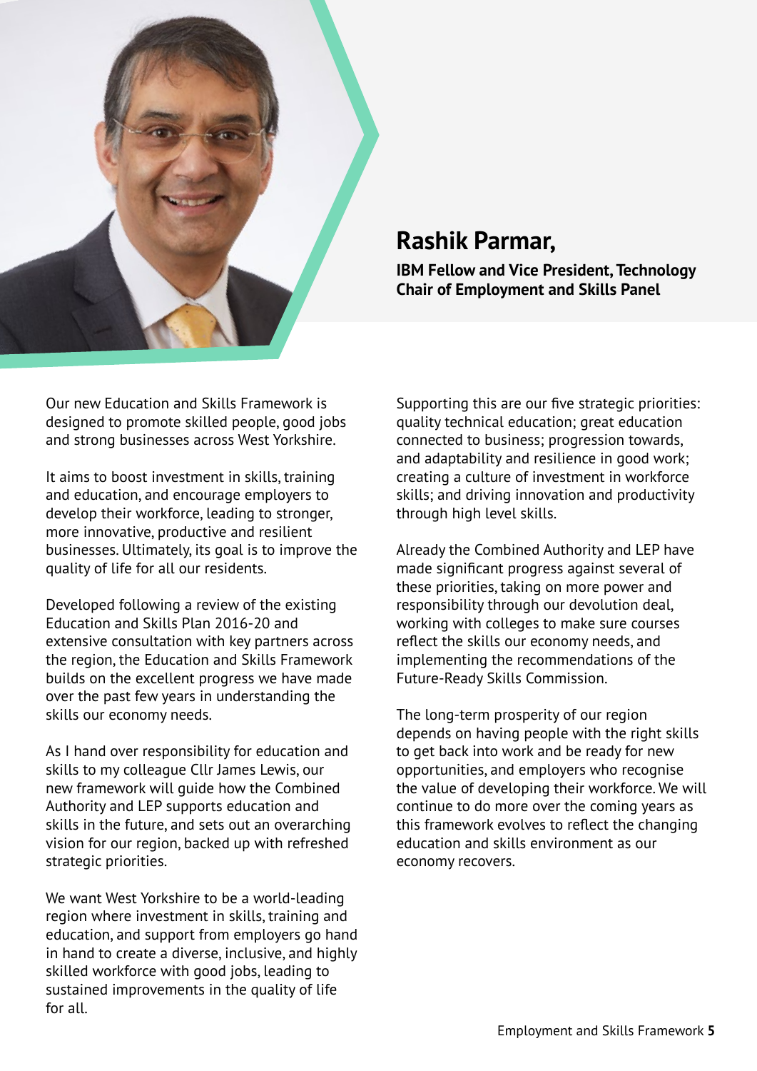## Rashik Parmar,

**IBM Fellow and Vice President, Technology**
**Chair of Employment and Skills Panel**

Our new Education and Skills Framework is designed to promote skilled people, good jobs and strong businesses across West Yorkshire.

It aims to boost investment in skills, training and education, and encourage employers to develop their workforce, leading to stronger, more innovative, productive and resilient businesses. Ultimately, its goal is to improve the quality of life for all our residents.

Developed following a review of the existing Education and Skills Plan 2016-20 and extensive consultation with key partners across the region, the Education and Skills Framework builds on the excellent progress we have made over the past few years in understanding the skills our economy needs.

As I hand over responsibility for education and skills to my colleague Cllr James Lewis, our new framework will guide how the Combined Authority and LEP supports education and skills in the future, and sets out an overarching vision for our region, backed up with refreshed strategic priorities.

We want West Yorkshire to be a world-leading region where investment in skills, training and education, and support from employers go hand in hand to create a diverse, inclusive, and highly skilled workforce with good jobs, leading to sustained improvements in the quality of life for all.

Supporting this are our five strategic priorities: quality technical education; great education connected to business; progression towards, and adaptability and resilience in good work; creating a culture of investment in workforce skills; and driving innovation and productivity through high level skills.

Already the Combined Authority and LEP have made significant progress against several of these priorities, taking on more power and responsibility through our devolution deal, working with colleges to make sure courses reflect the skills our economy needs, and implementing the recommendations of the Future-Ready Skills Commission.

The long-term prosperity of our region depends on having people with the right skills to get back into work and be ready for new opportunities, and employers who recognise the value of developing their workforce. We will continue to do more over the coming years as this framework evolves to reflect the changing education and skills environment as our economy recovers.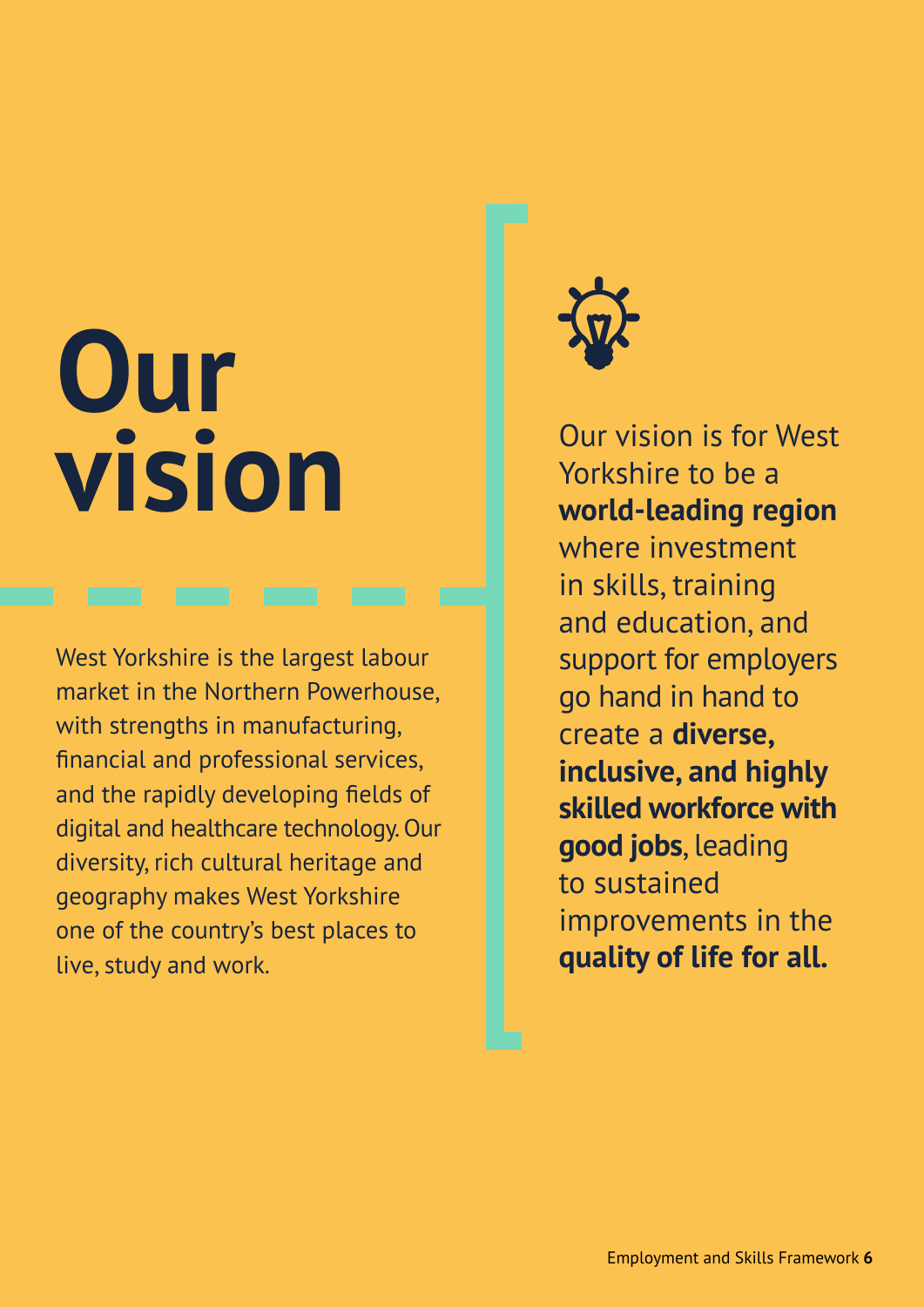# Our vision

West Yorkshire is the largest labour market in the Northern Powerhouse, with strengths in manufacturing, financial and professional services, and the rapidly developing fields of digital and healthcare technology. Our diversity, rich cultural heritage and geography makes West Yorkshire one of the country's best places to live, study and work.

Our vision is for West Yorkshire to be a **world-leading region** where investment in skills, training and education, and support for employers go hand in hand to create a **diverse, inclusive, and highly skilled workforce with good jobs**, leading to sustained improvements in the **quality of life for all.**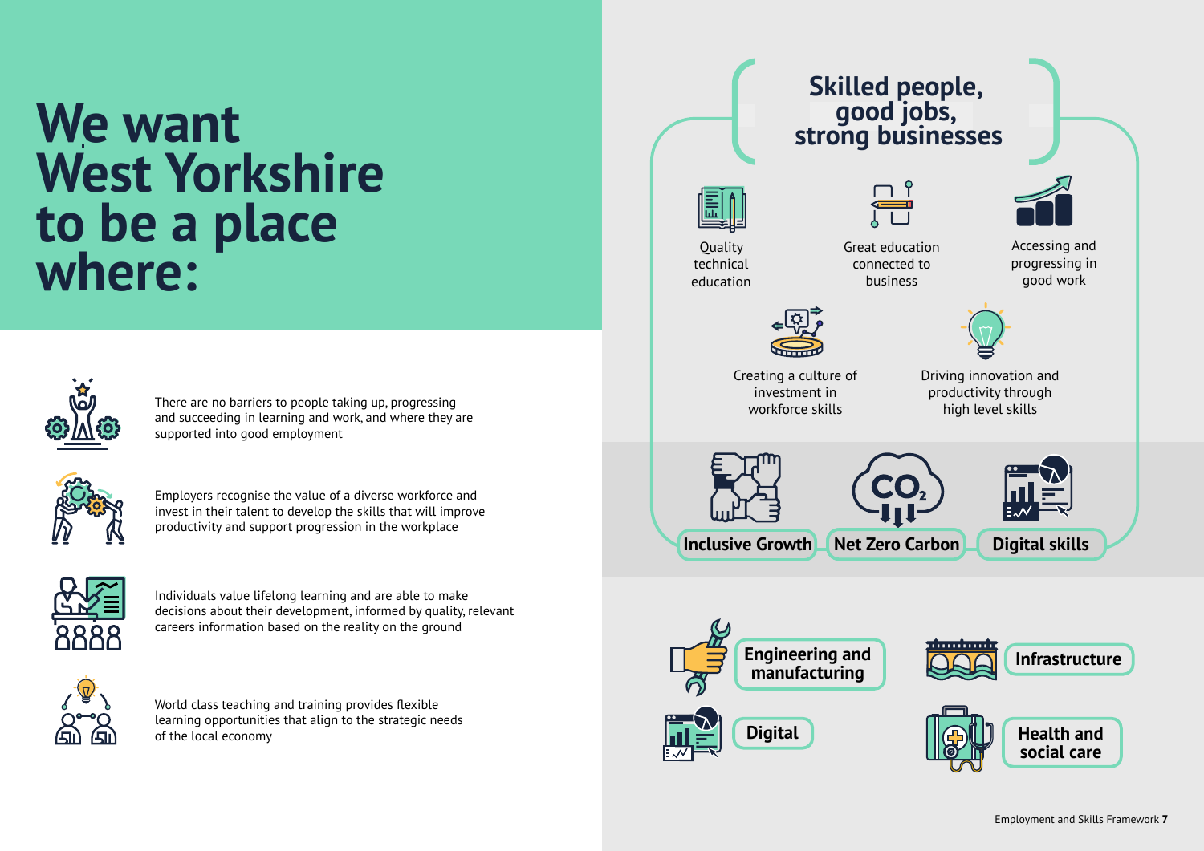# We want West Yorkshire to be a place where:

There are no barriers to people taking up, progressing and succeeding in learning and work, and where they are supported into good employment

Employers recognise the value of a diverse workforce and invest in their talent to develop the skills that will improve productivity and support progression in the workplace

Individuals value lifelong learning and are able to make decisions about their development, informed by quality, relevant careers information based on the reality on the ground

World class teaching and training provides flexible learning opportunities that align to the strategic needs of the local economy

## Skilled people, good jobs, strong businesses

- Quality technical education
- Great education connected to business
- Accessing and progressing in good work
- Creating a culture of investment in workforce skills
- Driving innovation and productivity through high level skills

**Inclusive Growth** | **Net Zero Carbon** | **Digital skills**

- **Engineering and manufacturing**
- **Infrastructure**
- **Digital**
- **Health and social care**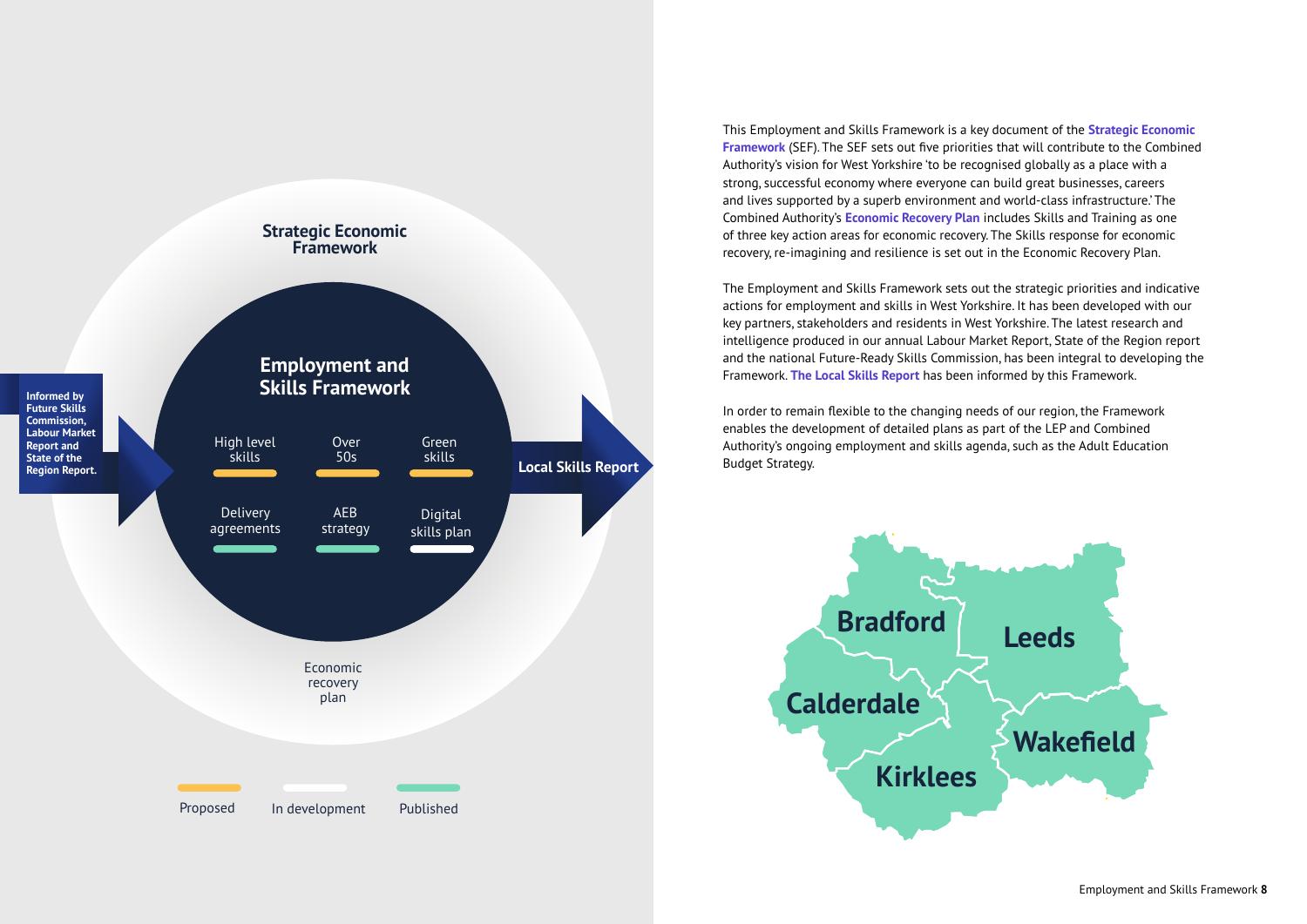Strategic Economic Framework

Employment and Skills Framework

Informed by Future Skills Commission, Labour Market Report and State of the Region Report.

High level skills

Over 50s

Green skills

Delivery agreements

AEB strategy

Digital skills plan

Local Skills Report

Economic recovery plan

Proposed

In development

Published

This Employment and Skills Framework is a key document of the **Strategic Economic Framework** (SEF). The SEF sets out five priorities that will contribute to the Combined Authority's vision for West Yorkshire 'to be recognised globally as a place with a strong, successful economy where everyone can build great businesses, careers and lives supported by a superb environment and world-class infrastructure.' The Combined Authority's **Economic Recovery Plan** includes Skills and Training as one of three key action areas for economic recovery. The Skills response for economic recovery, re-imagining and resilience is set out in the Economic Recovery Plan.

The Employment and Skills Framework sets out the strategic priorities and indicative actions for employment and skills in West Yorkshire. It has been developed with our key partners, stakeholders and residents in West Yorkshire. The latest research and intelligence produced in our annual Labour Market Report, State of the Region report and the national Future-Ready Skills Commission, has been integral to developing the Framework. **The Local Skills Report** has been informed by this Framework.

In order to remain flexible to the changing needs of our region, the Framework enables the development of detailed plans as part of the LEP and Combined Authority's ongoing employment and skills agenda, such as the Adult Education Budget Strategy.

Bradford

Leeds

Calderdale

Wakefield

Kirklees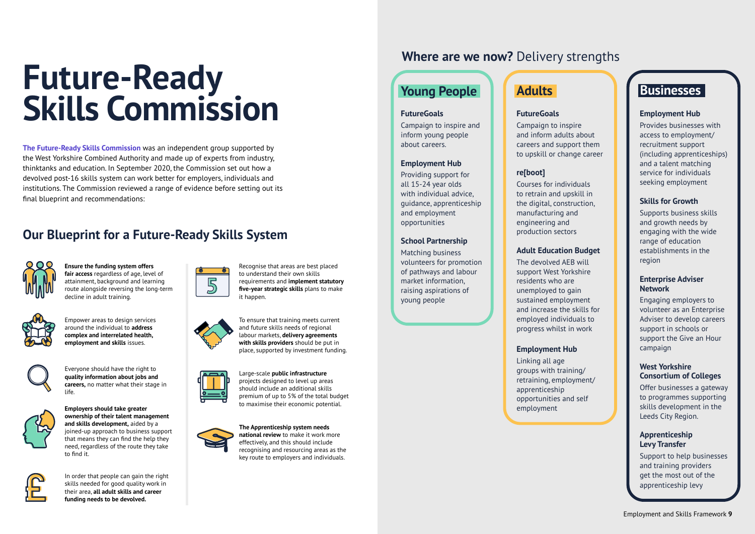# Future-Ready Skills Commission

**The Future-Ready Skills Commission** was an independent group supported by the West Yorkshire Combined Authority and made up of experts from industry, thinktanks and education. In September 2020, the Commission set out how a devolved post-16 skills system can work better for employers, individuals and institutions. The Commission reviewed a range of evidence before setting out its final blueprint and recommendations:

## Our Blueprint for a Future-Ready Skills System

- **Ensure the funding system offers fair access** regardless of age, level of attainment, background and learning route alongside reversing the long-term decline in adult training.
- Empower areas to design services around the individual to **address complex and interrelated health, employment and skills** issues.
- Everyone should have the right to **quality information about jobs and careers,** no matter what their stage in life.
- **Employers should take greater ownership of their talent management and skills development,** aided by a joined-up approach to business support that means they can find the help they need, regardless of the route they take to find it.
- In order that people can gain the right skills needed for good quality work in their area, **all adult skills and career funding needs to be devolved.**
- Recognise that areas are best placed to understand their own skills requirements and **implement statutory five-year strategic skills** plans to make it happen.
- To ensure that training meets current and future skills needs of regional labour markets, **delivery agreements with skills providers** should be put in place, supported by investment funding.
- Large-scale **public infrastructure** projects designed to level up areas should include an additional skills premium of up to 5% of the total budget to maximise their economic potential.
- **The Apprenticeship system needs national review** to make it work more effectively, and this should include recognising and resourcing areas as the key route to employers and individuals.

## Where are we now? Delivery strengths

### Young People

**FutureGoals**
Campaign to inspire and inform young people about careers.

**Employment Hub**
Providing support for all 15-24 year olds with individual advice, guidance, apprenticeship and employment opportunities

**School Partnership**
Matching business volunteers for promotion of pathways and labour market information, raising aspirations of young people

### Adults

**FutureGoals**
Campaign to inspire and inform adults about careers and support them to upskill or change career

**re[boot]**
Courses for individuals to retrain and upskill in the digital, construction, manufacturing and engineering and production sectors

**Adult Education Budget**
The devolved AEB will support West Yorkshire residents who are unemployed to gain sustained employment and increase the skills for employed individuals to progress whilst in work

**Employment Hub**
Linking all age groups with training/ retraining, employment/ apprenticeship opportunities and self employment

### Businesses

**Employment Hub**
Provides businesses with access to employment/ recruitment support (including apprenticeships) and a talent matching service for individuals seeking employment

**Skills for Growth**
Supports business skills and growth needs by engaging with the wide range of education establishments in the region

**Enterprise Adviser Network**
Engaging employers to volunteer as an Enterprise Adviser to develop careers support in schools or support the Give an Hour campaign

**West Yorkshire Consortium of Colleges**
Offer businesses a gateway to programmes supporting skills development in the Leeds City Region.

**Apprenticeship Levy Transfer**
Support to help businesses and training providers get the most out of the apprenticeship levy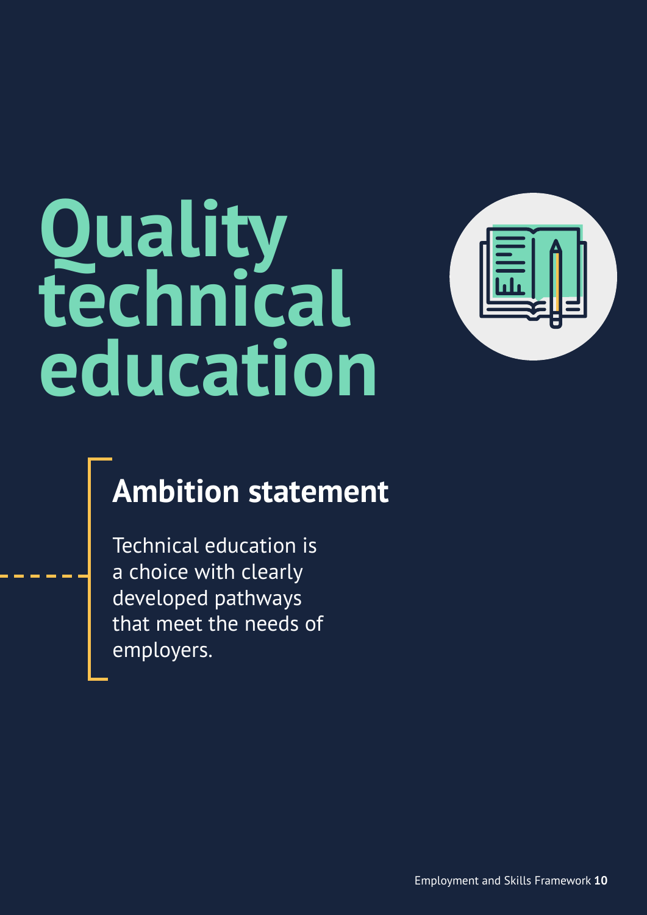# Quality technical education

## Ambition statement

Technical education is a choice with clearly developed pathways that meet the needs of employers.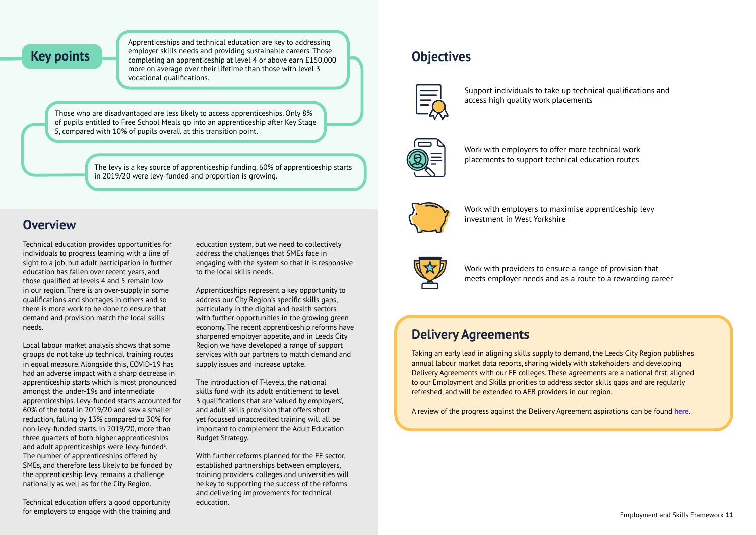## Key points

Apprenticeships and technical education are key to addressing employer skills needs and providing sustainable careers. Those completing an apprenticeship at level 4 or above earn £150,000 more on average over their lifetime than those with level 3 vocational qualifications.

Those who are disadvantaged are less likely to access apprenticeships. Only 8% of pupils entitled to Free School Meals go into an apprenticeship after Key Stage 5, compared with 10% of pupils overall at this transition point.

The levy is a key source of apprenticeship funding. 60% of apprenticeship starts in 2019/20 were levy-funded and proportion is growing.

## Overview

Technical education provides opportunities for individuals to progress learning with a line of sight to a job, but adult participation in further education has fallen over recent years, and those qualified at levels 4 and 5 remain low in our region. There is an over-supply in some qualifications and shortages in others and so there is more work to be done to ensure that demand and provision match the local skills needs.

Local labour market analysis shows that some groups do not take up technical training routes in equal measure. Alongside this, COVID-19 has had an adverse impact with a sharp decrease in apprenticeship starts which is most pronounced amongst the under-19s and intermediate apprenticeships. Levy-funded starts accounted for 60% of the total in 2019/20 and saw a smaller reduction, falling by 13% compared to 30% for non-levy-funded starts. In 2019/20, more than three quarters of both higher apprenticeships and adult apprenticeships were levy-funded[1]. The number of apprenticeships offered by SMEs, and therefore less likely to be funded by the apprenticeship levy, remains a challenge nationally as well as for the City Region.

Technical education offers a good opportunity for employers to engage with the training and education system, but we need to collectively address the challenges that SMEs face in engaging with the system so that it is responsive to the local skills needs.

Apprenticeships represent a key opportunity to address our City Region's specific skills gaps, particularly in the digital and health sectors with further opportunities in the growing green economy. The recent apprenticeship reforms have sharpened employer appetite, and in Leeds City Region we have developed a range of support services with our partners to match demand and supply issues and increase uptake.

The introduction of T-levels, the national skills fund with its adult entitlement to level 3 qualifications that are 'valued by employers', and adult skills provision that offers short yet focussed unaccredited training will all be important to complement the Adult Education Budget Strategy.

With further reforms planned for the FE sector, established partnerships between employers, training providers, colleges and universities will be key to supporting the success of the reforms and delivering improvements for technical education.

## Objectives

- Support individuals to take up technical qualifications and access high quality work placements
- Work with employers to offer more technical work placements to support technical education routes
- Work with employers to maximise apprenticeship levy investment in West Yorkshire
- Work with providers to ensure a range of provision that meets employer needs and as a route to a rewarding career

## Delivery Agreements

Taking an early lead in aligning skills supply to demand, the Leeds City Region publishes annual labour market data reports, sharing widely with stakeholders and developing Delivery Agreements with our FE colleges. These agreements are a national first, aligned to our Employment and Skills priorities to address sector skills gaps and are regularly refreshed, and will be extended to AEB providers in our region.

A review of the progress against the Delivery Agreement aspirations can be found **here**.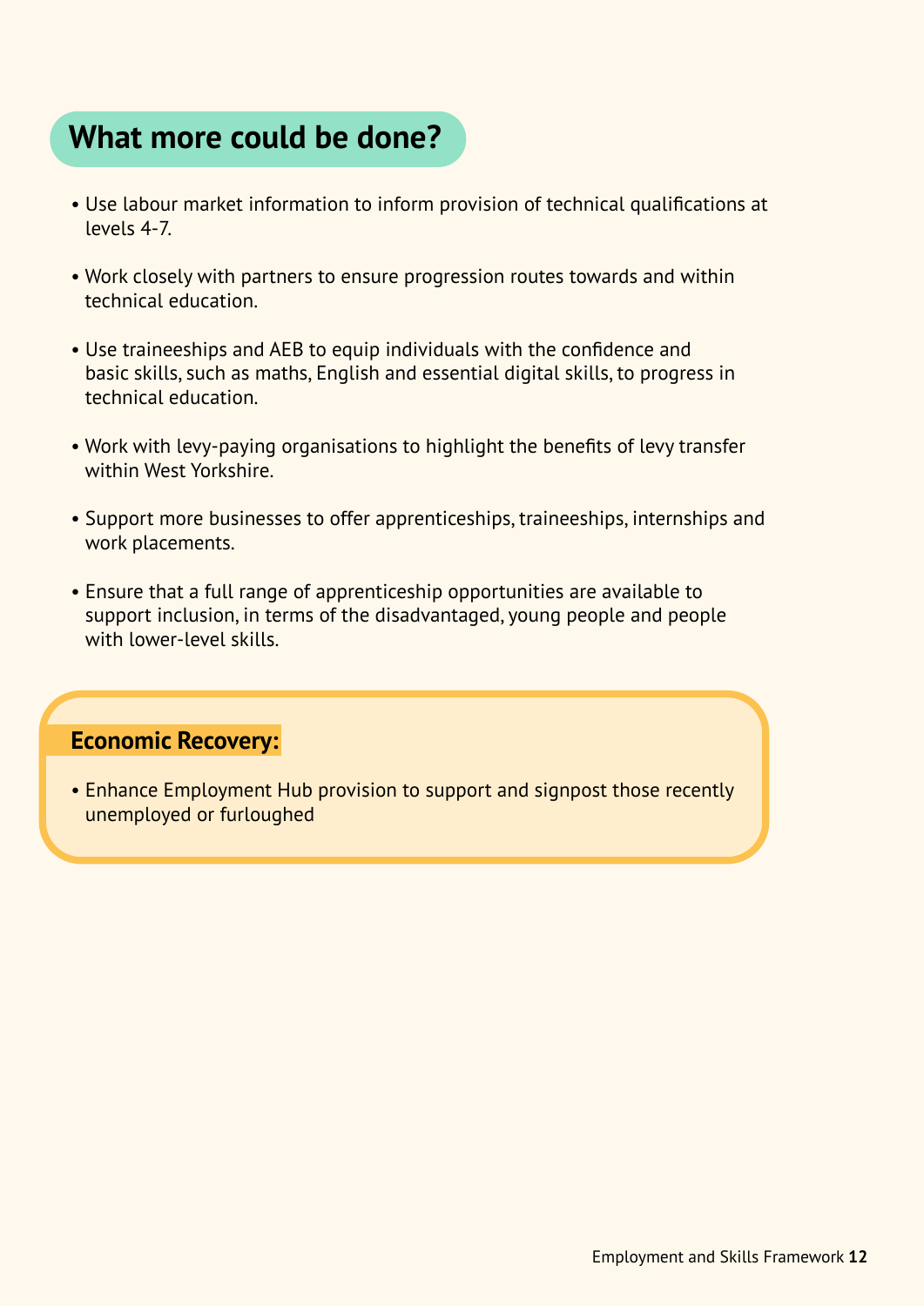## What more could be done?

- Use labour market information to inform provision of technical qualifications at levels 4-7.
- Work closely with partners to ensure progression routes towards and within technical education.
- Use traineeships and AEB to equip individuals with the confidence and basic skills, such as maths, English and essential digital skills, to progress in technical education.
- Work with levy-paying organisations to highlight the benefits of levy transfer within West Yorkshire.
- Support more businesses to offer apprenticeships, traineeships, internships and work placements.
- Ensure that a full range of apprenticeship opportunities are available to support inclusion, in terms of the disadvantaged, young people and people with lower-level skills.

**Economic Recovery:**

- Enhance Employment Hub provision to support and signpost those recently unemployed or furloughed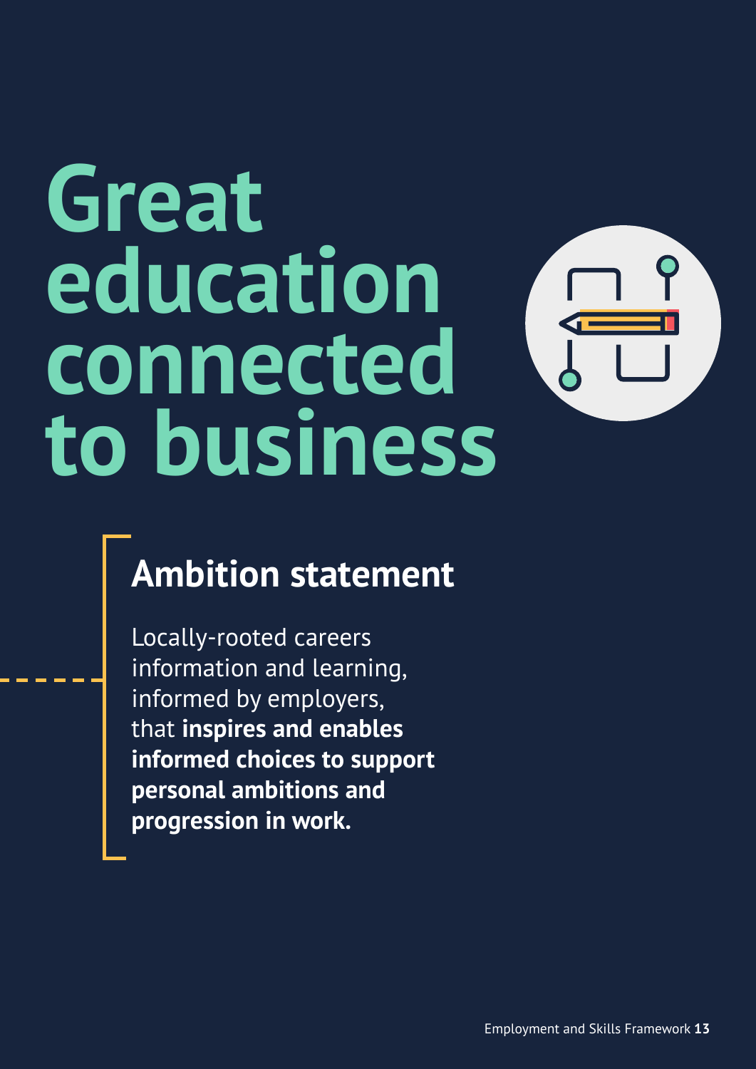# Great education connected to business

## Ambition statement

Locally-rooted careers information and learning, informed by employers, that **inspires and enables informed choices to support personal ambitions and progression in work.**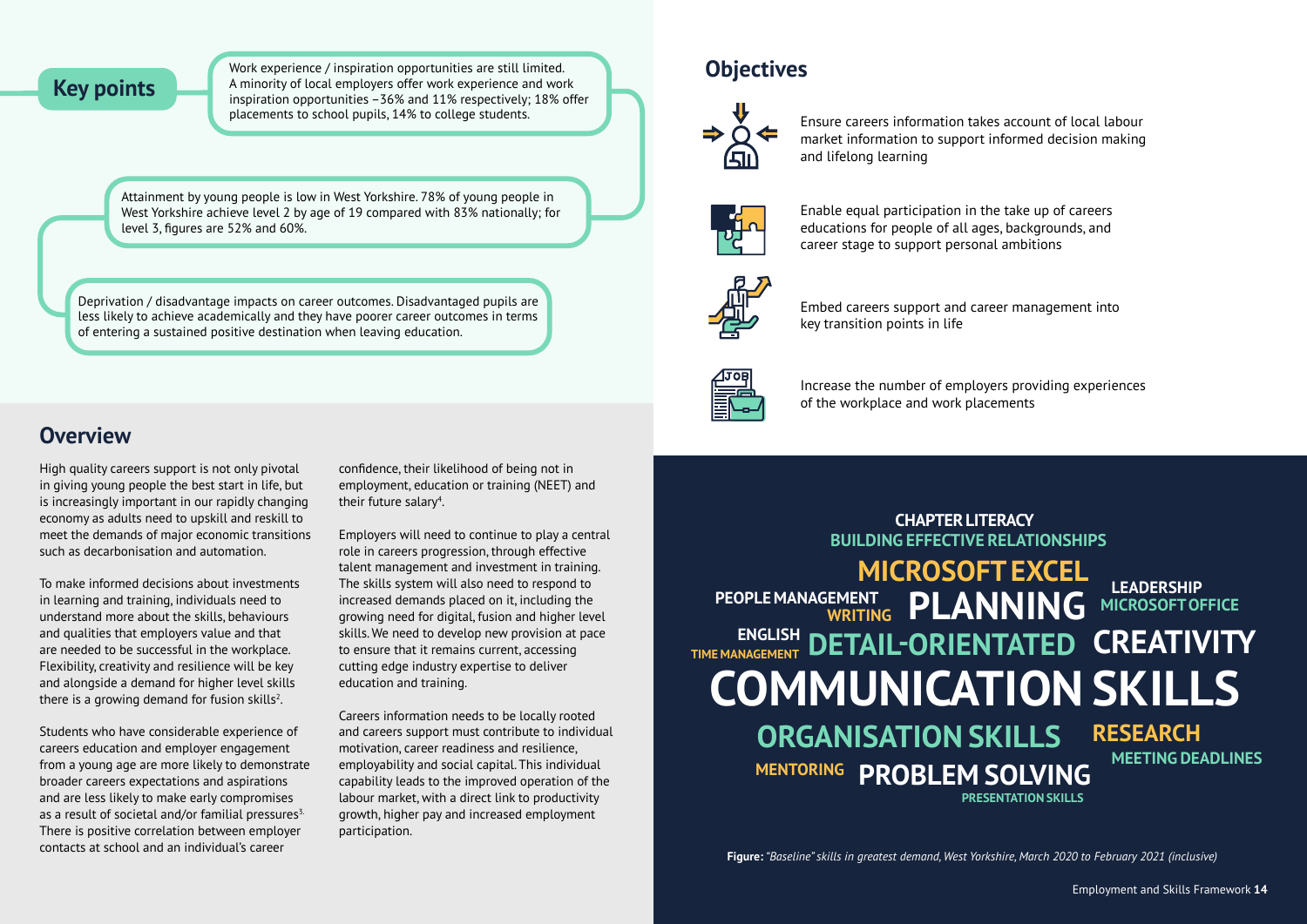## Key points

Work experience / inspiration opportunities are still limited. A minority of local employers offer work experience and work inspiration opportunities – 36% and 11% respectively; 18% offer placements to school pupils, 14% to college students.

Attainment by young people is low in West Yorkshire. 78% of young people in West Yorkshire achieve level 2 by age of 19 compared with 83% nationally; for level 3, figures are 52% and 60%.

Deprivation / disadvantage impacts on career outcomes. Disadvantaged pupils are less likely to achieve academically and they have poorer career outcomes in terms of entering a sustained positive destination when leaving education.

## Overview

High quality careers support is not only pivotal in giving young people the best start in life, but is increasingly important in our rapidly changing economy as adults need to upskill and reskill to meet the demands of major economic transitions such as decarbonisation and automation.

To make informed decisions about investments in learning and training, individuals need to understand more about the skills, behaviours and qualities that employers value and that are needed to be successful in the workplace. Flexibility, creativity and resilience will be key and alongside a demand for higher level skills there is a growing demand for fusion skills[2].

Students who have considerable experience of careers education and employer engagement from a young age are more likely to demonstrate broader careers expectations and aspirations and are less likely to make early compromises as a result of societal and/or familial pressures[3]. There is positive correlation between employer contacts at school and an individual's career confidence, their likelihood of being not in employment, education or training (NEET) and their future salary[4].

Employers will need to continue to play a central role in careers progression, through effective talent management and investment in training. The skills system will also need to respond to increased demands placed on it, including the growing need for digital, fusion and higher level skills. We need to develop new provision at pace to ensure that it remains current, accessing cutting edge industry expertise to deliver education and training.

Careers information needs to be locally rooted and careers support must contribute to individual motivation, career readiness and resilience, employability and social capital. This individual capability leads to the improved operation of the labour market, with a direct link to productivity growth, higher pay and increased employment participation.

## Objectives

- Ensure careers information takes account of local labour market information to support informed decision making and lifelong learning
- Enable equal participation in the take up of careers educations for people of all ages, backgrounds, and career stage to support personal ambitions
- Embed careers support and career management into key transition points in life
- Increase the number of employers providing experiences of the workplace and work placements

CHAPTER LITERACY
BUILDING EFFECTIVE RELATIONSHIPS
MICROSOFT EXCEL
PEOPLE MANAGEMENT
WRITING
PLANNING
LEADERSHIP
MICROSOFT OFFICE
ENGLISH
TIME MANAGEMENT
DETAIL-ORIENTATED
CREATIVITY
COMMUNICATION SKILLS
ORGANISATION SKILLS
RESEARCH
MEETING DEADLINES
MENTORING
PROBLEM SOLVING
PRESENTATION SKILLS

**Figure:** *"Baseline" skills in greatest demand, West Yorkshire, March 2020 to February 2021 (inclusive)*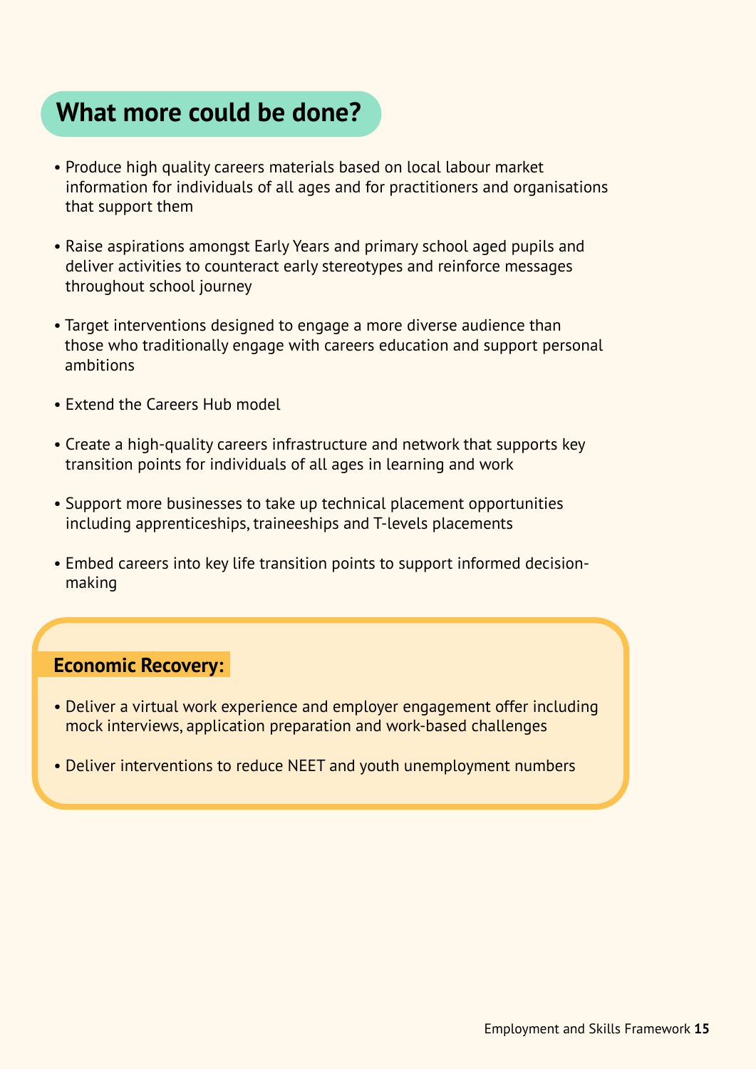## What more could be done?

- Produce high quality careers materials based on local labour market information for individuals of all ages and for practitioners and organisations that support them
- Raise aspirations amongst Early Years and primary school aged pupils and deliver activities to counteract early stereotypes and reinforce messages throughout school journey
- Target interventions designed to engage a more diverse audience than those who traditionally engage with careers education and support personal ambitions
- Extend the Careers Hub model
- Create a high-quality careers infrastructure and network that supports key transition points for individuals of all ages in learning and work
- Support more businesses to take up technical placement opportunities including apprenticeships, traineeships and T-levels placements
- Embed careers into key life transition points to support informed decision-making

**Economic Recovery:**

- Deliver a virtual work experience and employer engagement offer including mock interviews, application preparation and work-based challenges
- Deliver interventions to reduce NEET and youth unemployment numbers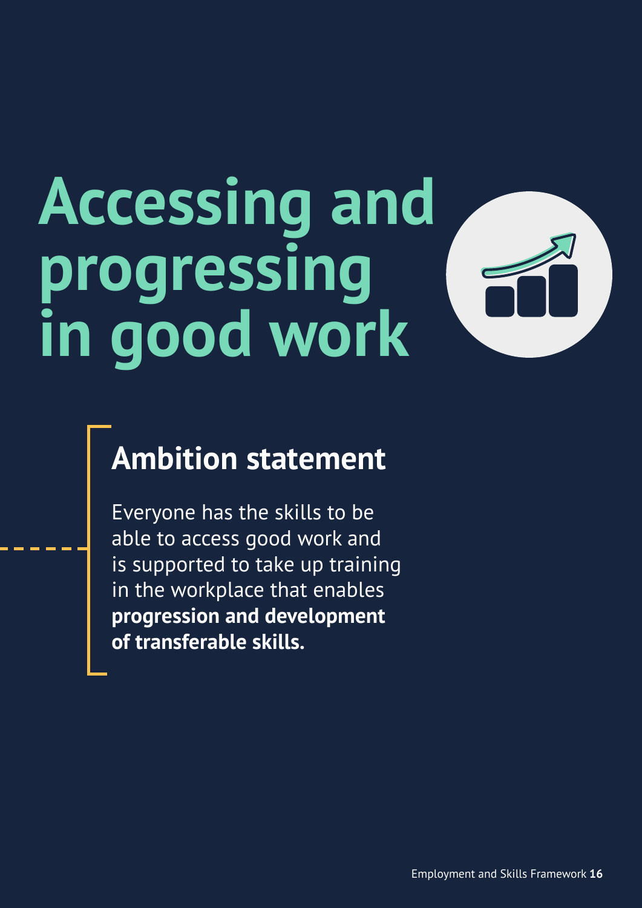# Accessing and progressing in good work

## Ambition statement

Everyone has the skills to be able to access good work and is supported to take up training in the workplace that enables **progression and development of transferable skills.**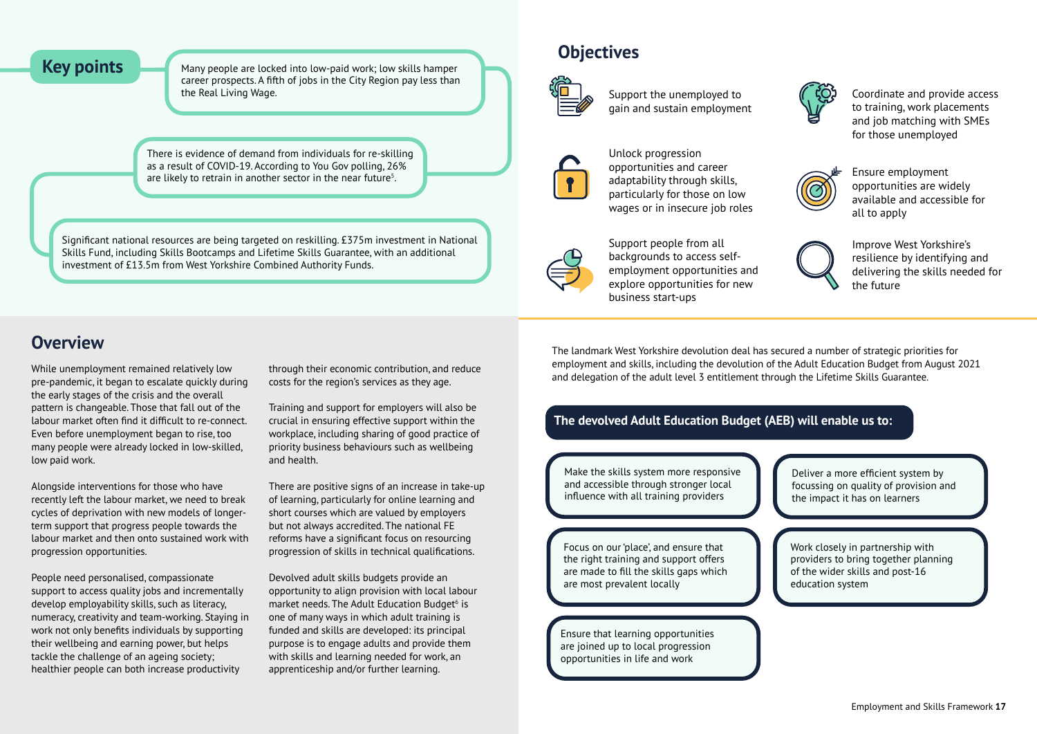## Key points

- Many people are locked into low-paid work; low skills hamper career prospects. A fifth of jobs in the City Region pay less than the Real Living Wage.
- There is evidence of demand from individuals for re-skilling as a result of COVID-19. According to You Gov polling, 26% are likely to retrain in another sector in the near future[5].
- Significant national resources are being targeted on reskilling. £375m investment in National Skills Fund, including Skills Bootcamps and Lifetime Skills Guarantee, with an additional investment of £13.5m from West Yorkshire Combined Authority Funds.

## Objectives

- Support the unemployed to gain and sustain employment
- Unlock progression opportunities and career adaptability through skills, particularly for those on low wages or in insecure job roles
- Support people from all backgrounds to access self-employment opportunities and explore opportunities for new business start-ups
- Coordinate and provide access to training, work placements and job matching with SMEs for those unemployed
- Ensure employment opportunities are widely available and accessible for all to apply
- Improve West Yorkshire's resilience by identifying and delivering the skills needed for the future

## Overview

While unemployment remained relatively low pre-pandemic, it began to escalate quickly during the early stages of the crisis and the overall pattern is changeable. Those that fall out of the labour market often find it difficult to re-connect. Even before unemployment began to rise, too many people were already locked in low-skilled, low paid work.

Alongside interventions for those who have recently left the labour market, we need to break cycles of deprivation with new models of longer-term support that progress people towards the labour market and then onto sustained work with progression opportunities.

People need personalised, compassionate support to access quality jobs and incrementally develop employability skills, such as literacy, numeracy, creativity and team-working. Staying in work not only benefits individuals by supporting their wellbeing and earning power, but helps tackle the challenge of an ageing society; healthier people can both increase productivity through their economic contribution, and reduce costs for the region's services as they age.

Training and support for employers will also be crucial in ensuring effective support within the workplace, including sharing of good practice of priority business behaviours such as wellbeing and health.

There are positive signs of an increase in take-up of learning, particularly for online learning and short courses which are valued by employers but not always accredited. The national FE reforms have a significant focus on resourcing progression of skills in technical qualifications.

Devolved adult skills budgets provide an opportunity to align provision with local labour market needs. The Adult Education Budget[6] is one of many ways in which adult training is funded and skills are developed: its principal purpose is to engage adults and provide them with skills and learning needed for work, an apprenticeship and/or further learning.

The landmark West Yorkshire devolution deal has secured a number of strategic priorities for employment and skills, including the devolution of the Adult Education Budget from August 2021 and delegation of the adult level 3 entitlement through the Lifetime Skills Guarantee.

### The devolved Adult Education Budget (AEB) will enable us to:

- Make the skills system more responsive and accessible through stronger local influence with all training providers
- Deliver a more efficient system by focussing on quality of provision and the impact it has on learners
- Focus on our 'place', and ensure that the right training and support offers are made to fill the skills gaps which are most prevalent locally
- Work closely in partnership with providers to bring together planning of the wider skills and post-16 education system
- Ensure that learning opportunities are joined up to local progression opportunities in life and work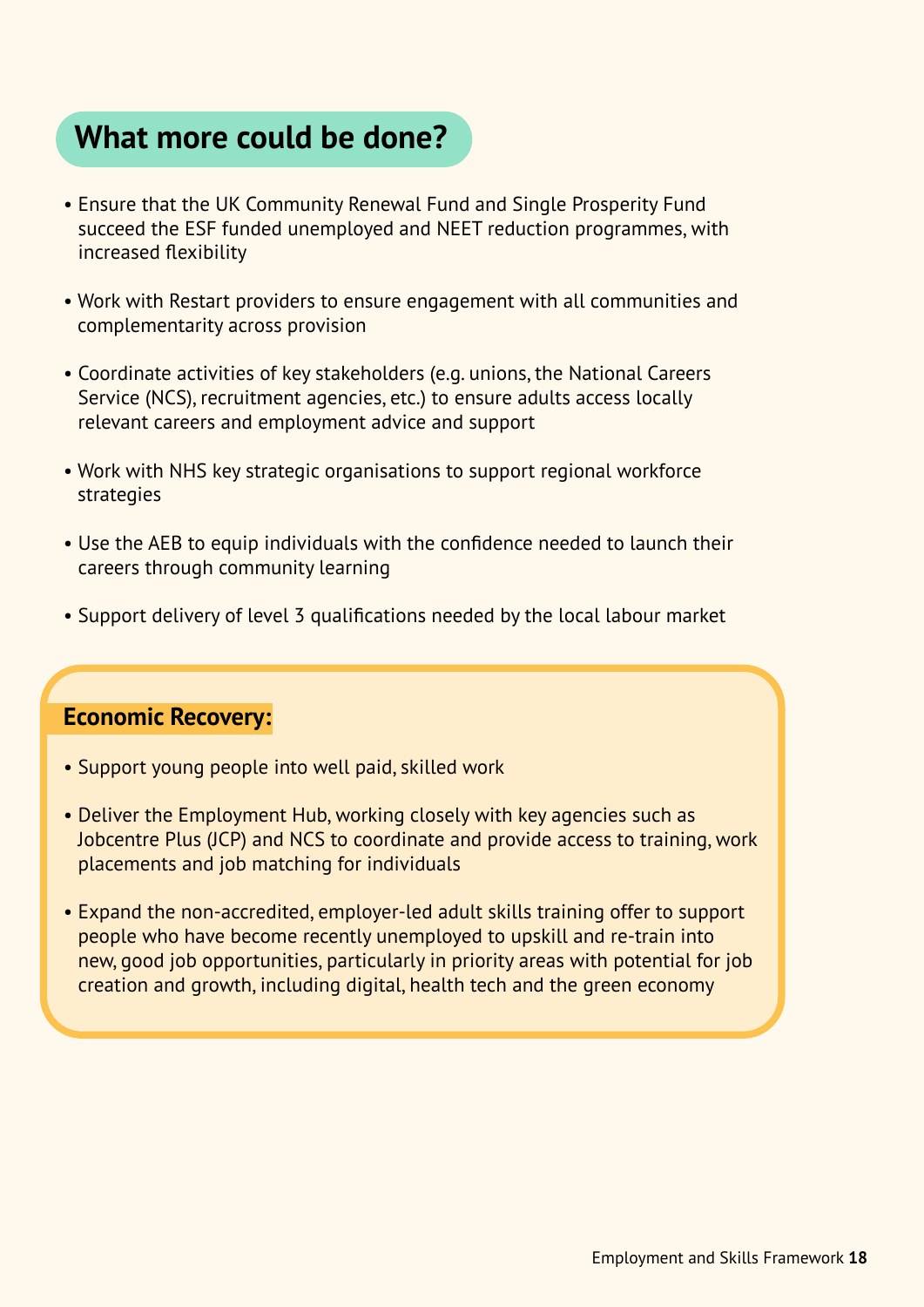## What more could be done?

- Ensure that the UK Community Renewal Fund and Single Prosperity Fund succeed the ESF funded unemployed and NEET reduction programmes, with increased flexibility
- Work with Restart providers to ensure engagement with all communities and complementarity across provision
- Coordinate activities of key stakeholders (e.g. unions, the National Careers Service (NCS), recruitment agencies, etc.) to ensure adults access locally relevant careers and employment advice and support
- Work with NHS key strategic organisations to support regional workforce strategies
- Use the AEB to equip individuals with the confidence needed to launch their careers through community learning
- Support delivery of level 3 qualifications needed by the local labour market

**Economic Recovery:**

- Support young people into well paid, skilled work
- Deliver the Employment Hub, working closely with key agencies such as Jobcentre Plus (JCP) and NCS to coordinate and provide access to training, work placements and job matching for individuals
- Expand the non-accredited, employer-led adult skills training offer to support people who have become recently unemployed to upskill and re-train into new, good job opportunities, particularly in priority areas with potential for job creation and growth, including digital, health tech and the green economy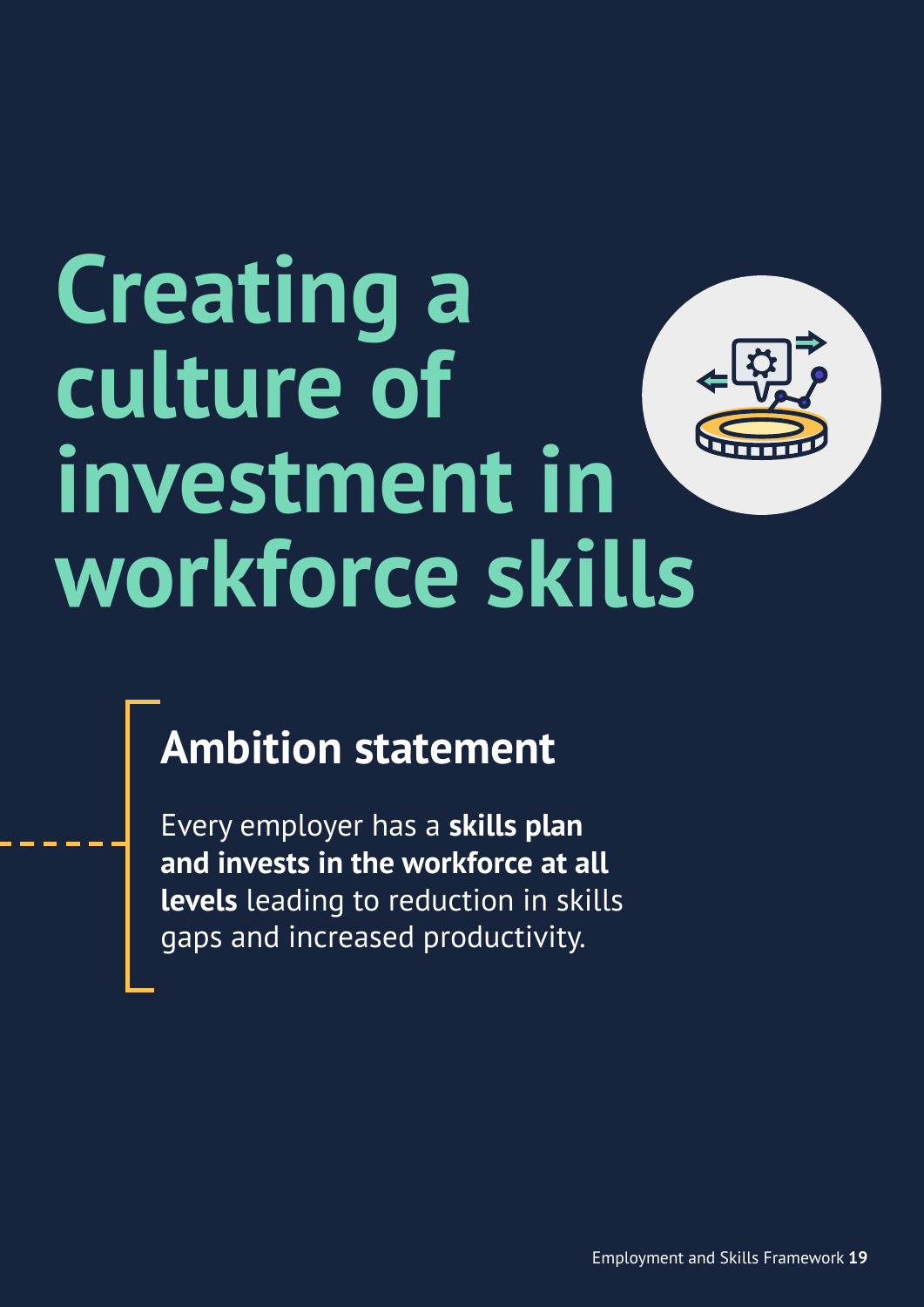# Creating a culture of investment in workforce skills

## Ambition statement

Every employer has a **skills plan and invests in the workforce at all levels** leading to reduction in skills gaps and increased productivity.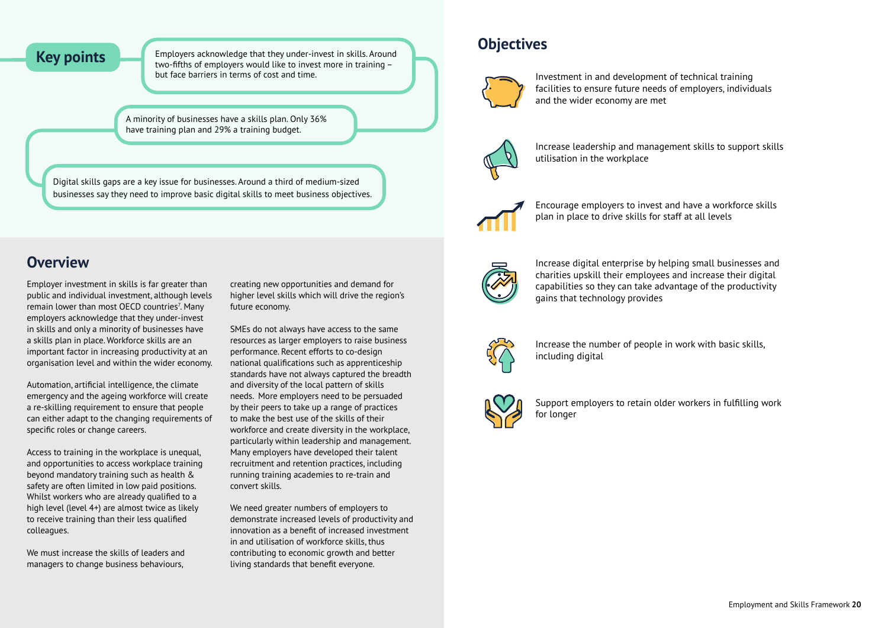## Key points

Employers acknowledge that they under-invest in skills. Around two-fifths of employers would like to invest more in training – but face barriers in terms of cost and time.

A minority of businesses have a skills plan. Only 36% have training plan and 29% a training budget.

Digital skills gaps are a key issue for businesses. Around a third of medium-sized businesses say they need to improve basic digital skills to meet business objectives.

## Overview

Employer investment in skills is far greater than public and individual investment, although levels remain lower than most OECD countries[7]. Many employers acknowledge that they under-invest in skills and only a minority of businesses have a skills plan in place. Workforce skills are an important factor in increasing productivity at an organisation level and within the wider economy.

Automation, artificial intelligence, the climate emergency and the ageing workforce will create a re-skilling requirement to ensure that people can either adapt to the changing requirements of specific roles or change careers.

Access to training in the workplace is unequal, and opportunities to access workplace training beyond mandatory training such as health & safety are often limited in low paid positions. Whilst workers who are already qualified to a high level (level 4+) are almost twice as likely to receive training than their less qualified colleagues.

We must increase the skills of leaders and managers to change business behaviours, creating new opportunities and demand for higher level skills which will drive the region's future economy.

SMEs do not always have access to the same resources as larger employers to raise business performance. Recent efforts to co-design national qualifications such as apprenticeship standards have not always captured the breadth and diversity of the local pattern of skills needs. More employers need to be persuaded by their peers to take up a range of practices to make the best use of the skills of their workforce and create diversity in the workplace, particularly within leadership and management. Many employers have developed their talent recruitment and retention practices, including running training academies to re-train and convert skills.

We need greater numbers of employers to demonstrate increased levels of productivity and innovation as a benefit of increased investment in and utilisation of workforce skills, thus contributing to economic growth and better living standards that benefit everyone.

## Objectives

- Investment in and development of technical training facilities to ensure future needs of employers, individuals and the wider economy are met
- Increase leadership and management skills to support skills utilisation in the workplace
- Encourage employers to invest and have a workforce skills plan in place to drive skills for staff at all levels
- Increase digital enterprise by helping small businesses and charities upskill their employees and increase their digital capabilities so they can take advantage of the productivity gains that technology provides
- Increase the number of people in work with basic skills, including digital
- Support employers to retain older workers in fulfilling work for longer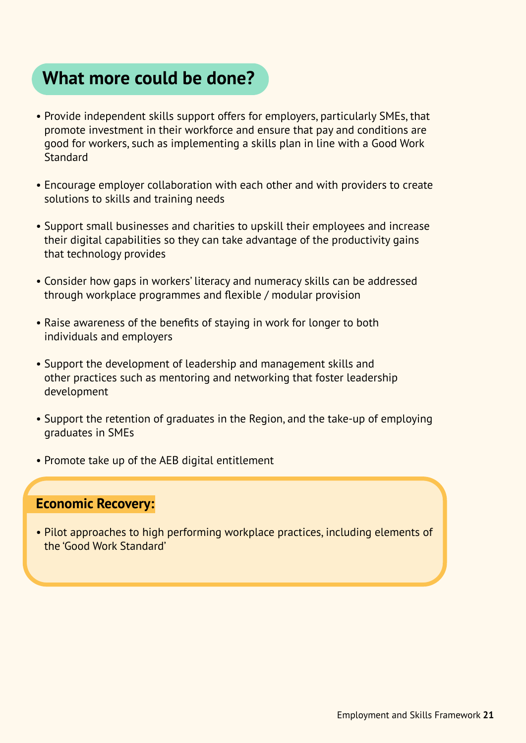## What more could be done?

- Provide independent skills support offers for employers, particularly SMEs, that promote investment in their workforce and ensure that pay and conditions are good for workers, such as implementing a skills plan in line with a Good Work Standard
- Encourage employer collaboration with each other and with providers to create solutions to skills and training needs
- Support small businesses and charities to upskill their employees and increase their digital capabilities so they can take advantage of the productivity gains that technology provides
- Consider how gaps in workers' literacy and numeracy skills can be addressed through workplace programmes and flexible / modular provision
- Raise awareness of the benefits of staying in work for longer to both individuals and employers
- Support the development of leadership and management skills and other practices such as mentoring and networking that foster leadership development
- Support the retention of graduates in the Region, and the take-up of employing graduates in SMEs
- Promote take up of the AEB digital entitlement

**Economic Recovery:**

- Pilot approaches to high performing workplace practices, including elements of the 'Good Work Standard'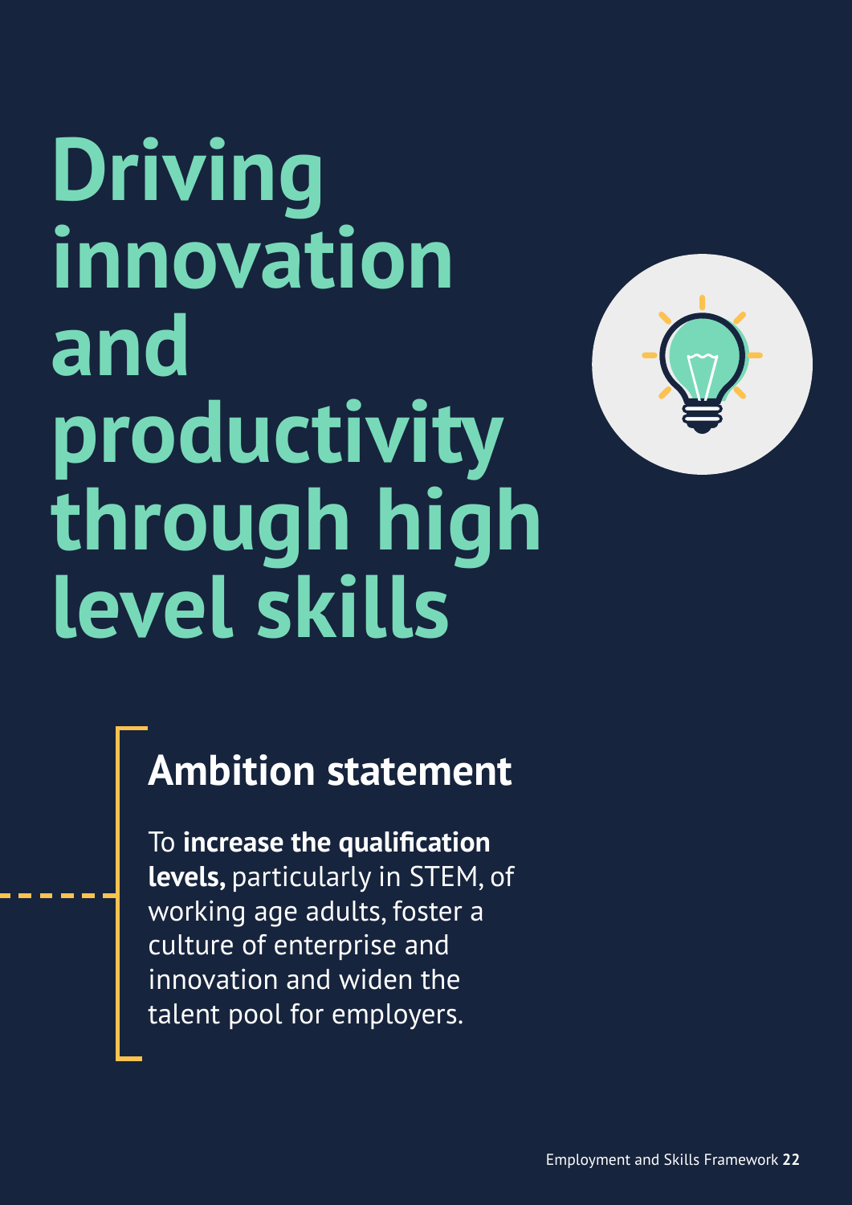# Driving innovation and productivity through high level skills

## Ambition statement

To **increase the qualification levels,** particularly in STEM, of working age adults, foster a culture of enterprise and innovation and widen the talent pool for employers.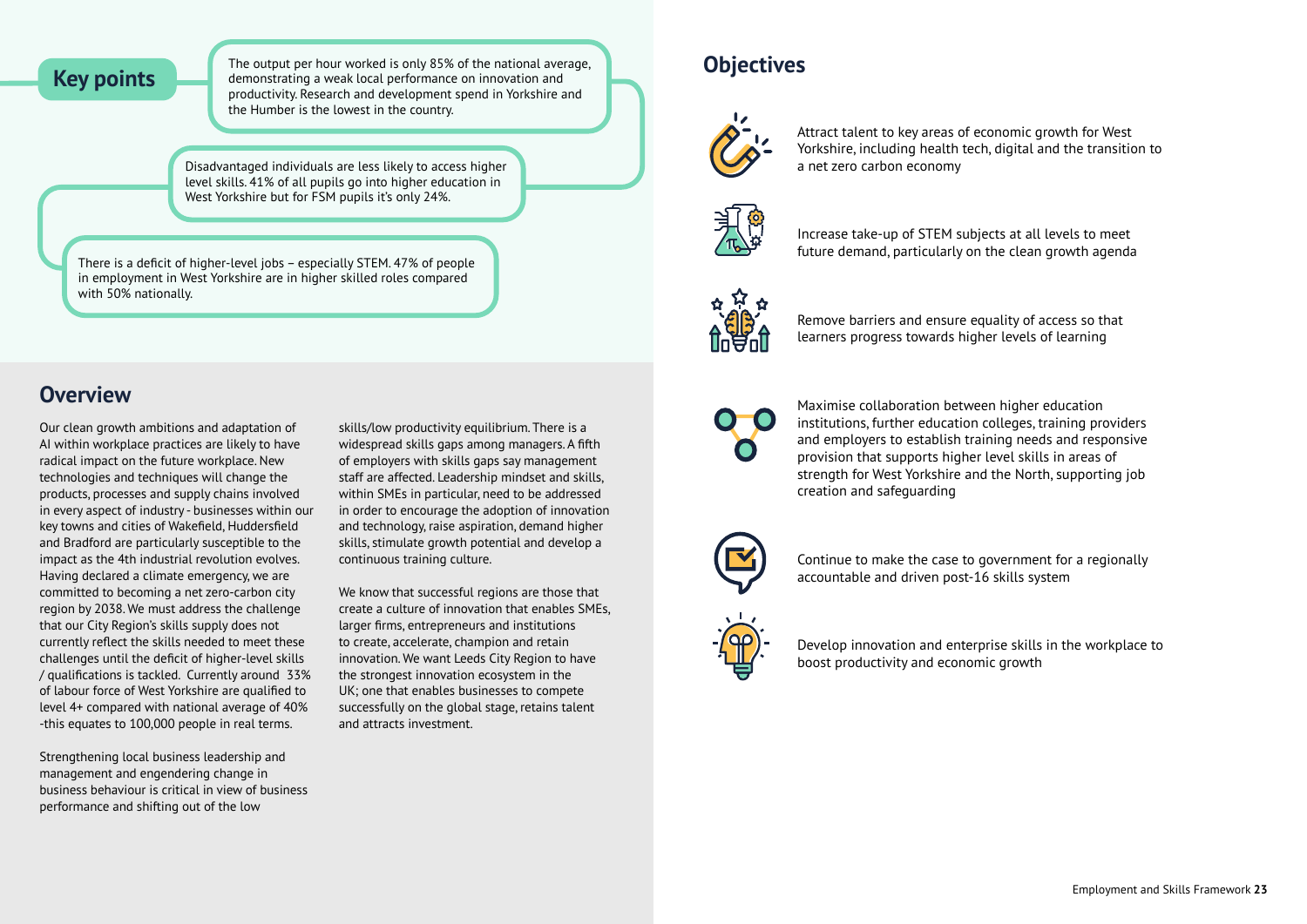## Key points

The output per hour worked is only 85% of the national average, demonstrating a weak local performance on innovation and productivity. Research and development spend in Yorkshire and the Humber is the lowest in the country.

Disadvantaged individuals are less likely to access higher level skills. 41% of all pupils go into higher education in West Yorkshire but for FSM pupils it's only 24%.

There is a deficit of higher-level jobs – especially STEM. 47% of people in employment in West Yorkshire are in higher skilled roles compared with 50% nationally.

## Overview

Our clean growth ambitions and adaptation of AI within workplace practices are likely to have radical impact on the future workplace. New technologies and techniques will change the products, processes and supply chains involved in every aspect of industry - businesses within our key towns and cities of Wakefield, Huddersfield and Bradford are particularly susceptible to the impact as the 4th industrial revolution evolves. Having declared a climate emergency, we are committed to becoming a net zero-carbon city region by 2038. We must address the challenge that our City Region's skills supply does not currently reflect the skills needed to meet these challenges until the deficit of higher-level skills / qualifications is tackled. Currently around 33% of labour force of West Yorkshire are qualified to level 4+ compared with national average of 40% -this equates to 100,000 people in real terms.

Strengthening local business leadership and management and engendering change in business behaviour is critical in view of business performance and shifting out of the low skills/low productivity equilibrium. There is a widespread skills gaps among managers. A fifth of employers with skills gaps say management staff are affected. Leadership mindset and skills, within SMEs in particular, need to be addressed in order to encourage the adoption of innovation and technology, raise aspiration, demand higher skills, stimulate growth potential and develop a continuous training culture.

We know that successful regions are those that create a culture of innovation that enables SMEs, larger firms, entrepreneurs and institutions to create, accelerate, champion and retain innovation. We want Leeds City Region to have the strongest innovation ecosystem in the UK; one that enables businesses to compete successfully on the global stage, retains talent and attracts investment.

## Objectives

- Attract talent to key areas of economic growth for West Yorkshire, including health tech, digital and the transition to a net zero carbon economy
- Increase take-up of STEM subjects at all levels to meet future demand, particularly on the clean growth agenda
- Remove barriers and ensure equality of access so that learners progress towards higher levels of learning
- Maximise collaboration between higher education institutions, further education colleges, training providers and employers to establish training needs and responsive provision that supports higher level skills in areas of strength for West Yorkshire and the North, supporting job creation and safeguarding
- Continue to make the case to government for a regionally accountable and driven post-16 skills system
- Develop innovation and enterprise skills in the workplace to boost productivity and economic growth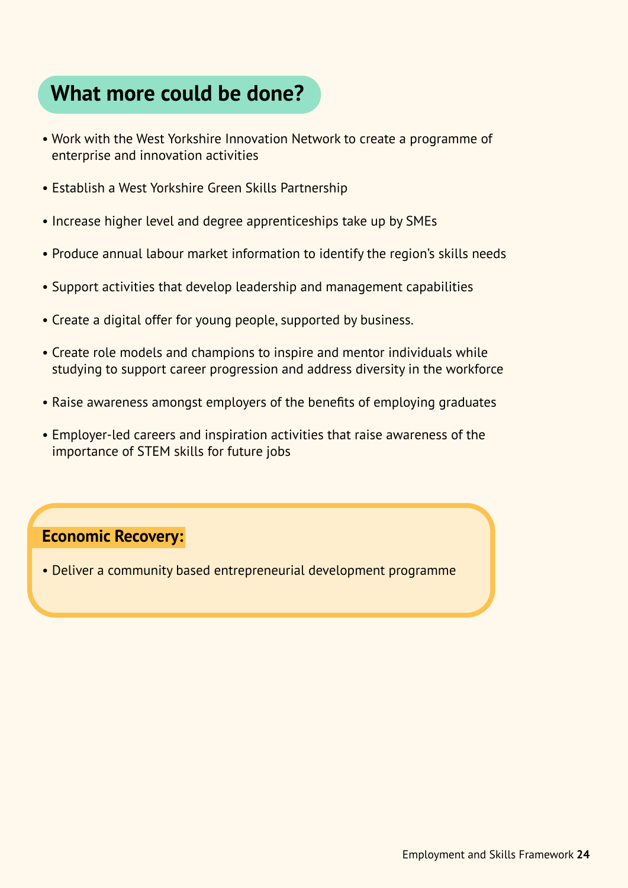## What more could be done?

- Work with the West Yorkshire Innovation Network to create a programme of enterprise and innovation activities
- Establish a West Yorkshire Green Skills Partnership
- Increase higher level and degree apprenticeships take up by SMEs
- Produce annual labour market information to identify the region's skills needs
- Support activities that develop leadership and management capabilities
- Create a digital offer for young people, supported by business.
- Create role models and champions to inspire and mentor individuals while studying to support career progression and address diversity in the workforce
- Raise awareness amongst employers of the benefits of employing graduates
- Employer-led careers and inspiration activities that raise awareness of the importance of STEM skills for future jobs

**Economic Recovery:**

- Deliver a community based entrepreneurial development programme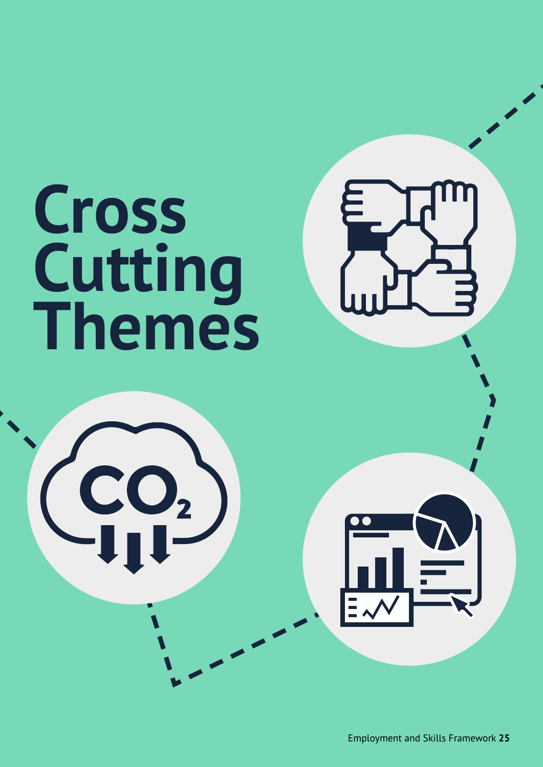# Cross Cutting Themes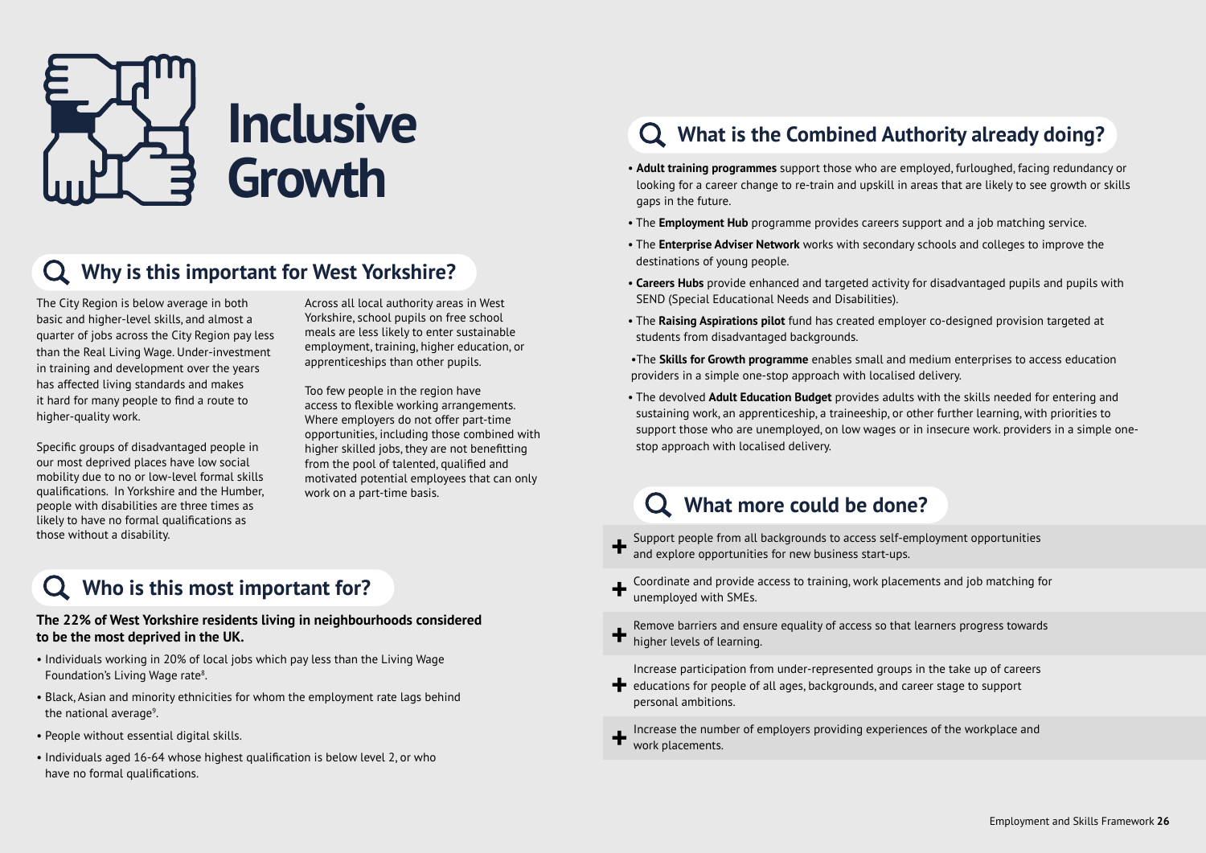# Inclusive Growth

## Why is this important for West Yorkshire?

The City Region is below average in both basic and higher-level skills, and almost a quarter of jobs across the City Region pay less than the Real Living Wage. Under-investment in training and development over the years has affected living standards and makes it hard for many people to find a route to higher-quality work.

Specific groups of disadvantaged people in our most deprived places have low social mobility due to no or low-level formal skills qualifications. In Yorkshire and the Humber, people with disabilities are three times as likely to have no formal qualifications as those without a disability.

Across all local authority areas in West Yorkshire, school pupils on free school meals are less likely to enter sustainable employment, training, higher education, or apprenticeships than other pupils.

Too few people in the region have access to flexible working arrangements. Where employers do not offer part-time opportunities, including those combined with higher skilled jobs, they are not benefitting from the pool of talented, qualified and motivated potential employees that can only work on a part-time basis.

## Who is this most important for?

**The 22% of West Yorkshire residents living in neighbourhoods considered to be the most deprived in the UK.**

- Individuals working in 20% of local jobs which pay less than the Living Wage Foundation's Living Wage rate[8].
- Black, Asian and minority ethnicities for whom the employment rate lags behind the national average[9].
- People without essential digital skills.
- Individuals aged 16-64 whose highest qualification is below level 2, or who have no formal qualifications.

## What is the Combined Authority already doing?

- **Adult training programmes** support those who are employed, furloughed, facing redundancy or looking for a career change to re-train and upskill in areas that are likely to see growth or skills gaps in the future.
- The **Employment Hub** programme provides careers support and a job matching service.
- The **Enterprise Adviser Network** works with secondary schools and colleges to improve the destinations of young people.
- **Careers Hubs** provide enhanced and targeted activity for disadvantaged pupils and pupils with SEND (Special Educational Needs and Disabilities).
- The **Raising Aspirations pilot** fund has created employer co-designed provision targeted at students from disadvantaged backgrounds.
- The **Skills for Growth programme** enables small and medium enterprises to access education providers in a simple one-stop approach with localised delivery.
- The devolved **Adult Education Budget** provides adults with the skills needed for entering and sustaining work, an apprenticeship, a traineeship, or other further learning, with priorities to support those who are unemployed, on low wages or in insecure work. providers in a simple one-stop approach with localised delivery.

## What more could be done?

- Support people from all backgrounds to access self-employment opportunities and explore opportunities for new business start-ups.
- Coordinate and provide access to training, work placements and job matching for unemployed with SMEs.
- Remove barriers and ensure equality of access so that learners progress towards higher levels of learning.
- Increase participation from under-represented groups in the take up of careers educations for people of all ages, backgrounds, and career stage to support personal ambitions.
- Increase the number of employers providing experiences of the workplace and work placements.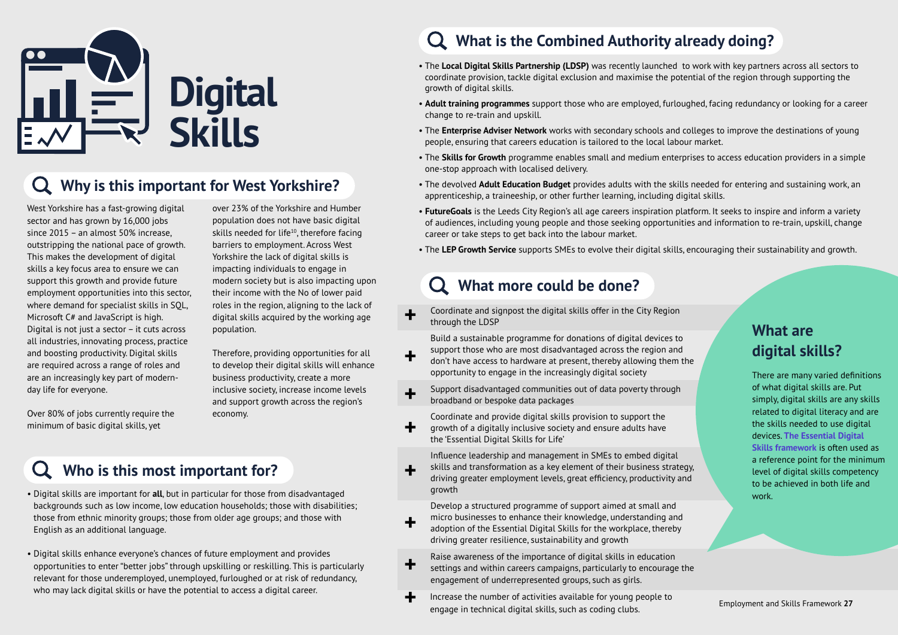# Digital Skills

## Why is this important for West Yorkshire?

West Yorkshire has a fast-growing digital sector and has grown by 16,000 jobs since 2015 – an almost 50% increase, outstripping the national pace of growth. This makes the development of digital skills a key focus area to ensure we can support this growth and provide future employment opportunities into this sector, where demand for specialist skills in SQL, Microsoft C# and JavaScript is high. Digital is not just a sector – it cuts across all industries, innovating process, practice and boosting productivity. Digital skills are required across a range of roles and are an increasingly key part of modern-day life for everyone.

Over 80% of jobs currently require the minimum of basic digital skills, yet over 23% of the Yorkshire and Humber population does not have basic digital skills needed for life[10], therefore facing barriers to employment. Across West Yorkshire the lack of digital skills is impacting individuals to engage in modern society but is also impacting upon their income with the No of lower paid roles in the region, aligning to the lack of digital skills acquired by the working age population.

Therefore, providing opportunities for all to develop their digital skills will enhance business productivity, create a more inclusive society, increase income levels and support growth across the region's economy.

## Who is this most important for?

- Digital skills are important for **all**, but in particular for those from disadvantaged backgrounds such as low income, low education households; those with disabilities; those from ethnic minority groups; those from older age groups; and those with English as an additional language.
- Digital skills enhance everyone's chances of future employment and provides opportunities to enter "better jobs" through upskilling or reskilling. This is particularly relevant for those underemployed, unemployed, furloughed or at risk of redundancy, who may lack digital skills or have the potential to access a digital career.

## What is the Combined Authority already doing?

- The **Local Digital Skills Partnership (LDSP)** was recently launched to work with key partners across all sectors to coordinate provision, tackle digital exclusion and maximise the potential of the region through supporting the growth of digital skills.
- **Adult training programmes** support those who are employed, furloughed, facing redundancy or looking for a career change to re-train and upskill.
- The **Enterprise Adviser Network** works with secondary schools and colleges to improve the destinations of young people, ensuring that careers education is tailored to the local labour market.
- The **Skills for Growth** programme enables small and medium enterprises to access education providers in a simple one-stop approach with localised delivery.
- The devolved **Adult Education Budget** provides adults with the skills needed for entering and sustaining work, an apprenticeship, a traineeship, or other further learning, including digital skills.
- **FutureGoals** is the Leeds City Region's all age careers inspiration platform. It seeks to inspire and inform a variety of audiences, including young people and those seeking opportunities and information to re-train, upskill, change career or take steps to get back into the labour market.
- The **LEP Growth Service** supports SMEs to evolve their digital skills, encouraging their sustainability and growth.

## What more could be done?

- Coordinate and signpost the digital skills offer in the City Region through the LDSP
- Build a sustainable programme for donations of digital devices to support those who are most disadvantaged across the region and don't have access to hardware at present, thereby allowing them the opportunity to engage in the increasingly digital society
- Support disadvantaged communities out of data poverty through broadband or bespoke data packages
- Coordinate and provide digital skills provision to support the growth of a digitally inclusive society and ensure adults have the 'Essential Digital Skills for Life'
- Influence leadership and management in SMEs to embed digital skills and transformation as a key element of their business strategy, driving greater employment levels, great efficiency, productivity and growth
- Develop a structured programme of support aimed at small and micro businesses to enhance their knowledge, understanding and adoption of the Essential Digital Skills for the workplace, thereby driving greater resilience, sustainability and growth
- Raise awareness of the importance of digital skills in education settings and within careers campaigns, particularly to encourage the engagement of underrepresented groups, such as girls.
- Increase the number of activities available for young people to engage in technical digital skills, such as coding clubs.

## What are digital skills?

There are many varied definitions of what digital skills are. Put simply, digital skills are any skills related to digital literacy and are the skills needed to use digital devices. **The Essential Digital Skills framework** is often used as a reference point for the minimum level of digital skills competency to be achieved in both life and work.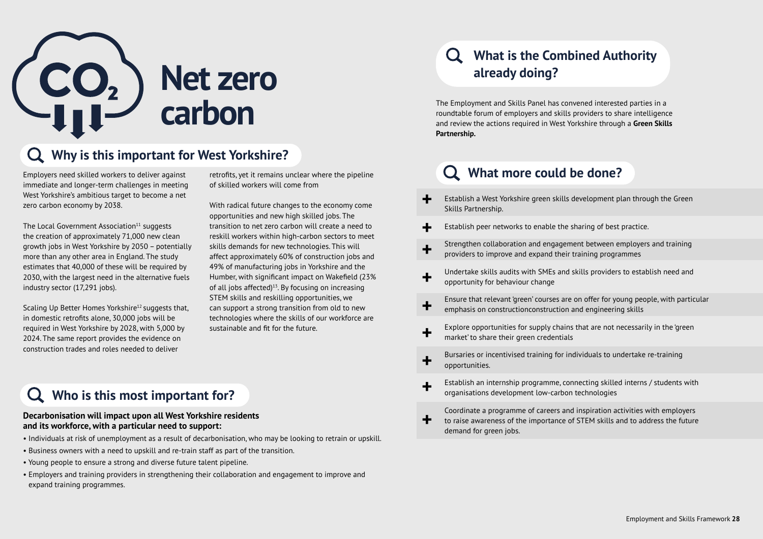# Net zero carbon

## Why is this important for West Yorkshire?

Employers need skilled workers to deliver against immediate and longer-term challenges in meeting West Yorkshire's ambitious target to become a net zero carbon economy by 2038.

The Local Government Association[11] suggests the creation of approximately 71,000 new clean growth jobs in West Yorkshire by 2050 – potentially more than any other area in England. The study estimates that 40,000 of these will be required by 2030, with the largest need in the alternative fuels industry sector (17,291 jobs).

Scaling Up Better Homes Yorkshire[12] suggests that, in domestic retrofits alone, 30,000 jobs will be required in West Yorkshire by 2028, with 5,000 by 2024. The same report provides the evidence on construction trades and roles needed to deliver retrofits, yet it remains unclear where the pipeline of skilled workers will come from

With radical future changes to the economy come opportunities and new high skilled jobs. The transition to net zero carbon will create a need to reskill workers within high-carbon sectors to meet skills demands for new technologies. This will affect approximately 60% of construction jobs and 49% of manufacturing jobs in Yorkshire and the Humber, with significant impact on Wakefield (23% of all jobs affected)[13]. By focusing on increasing STEM skills and reskilling opportunities, we can support a strong transition from old to new technologies where the skills of our workforce are sustainable and fit for the future.

## Who is this most important for?

**Decarbonisation will impact upon all West Yorkshire residents and its workforce, with a particular need to support:**

- Individuals at risk of unemployment as a result of decarbonisation, who may be looking to retrain or upskill.
- Business owners with a need to upskill and re-train staff as part of the transition.
- Young people to ensure a strong and diverse future talent pipeline.
- Employers and training providers in strengthening their collaboration and engagement to improve and expand training programmes.

## What is the Combined Authority already doing?

The Employment and Skills Panel has convened interested parties in a roundtable forum of employers and skills providers to share intelligence and review the actions required in West Yorkshire through a **Green Skills Partnership.**

## What more could be done?

- Establish a West Yorkshire green skills development plan through the Green Skills Partnership.
- Establish peer networks to enable the sharing of best practice.
- Strengthen collaboration and engagement between employers and training providers to improve and expand their training programmes
- Undertake skills audits with SMEs and skills providers to establish need and opportunity for behaviour change
- Ensure that relevant 'green' courses are on offer for young people, with particular emphasis on constructionconstruction and engineering skills
- Explore opportunities for supply chains that are not necessarily in the 'green market' to share their green credentials
- Bursaries or incentivised training for individuals to undertake re-training opportunities.
- Establish an internship programme, connecting skilled interns / students with organisations development low-carbon technologies
- Coordinate a programme of careers and inspiration activities with employers to raise awareness of the importance of STEM skills and to address the future demand for green jobs.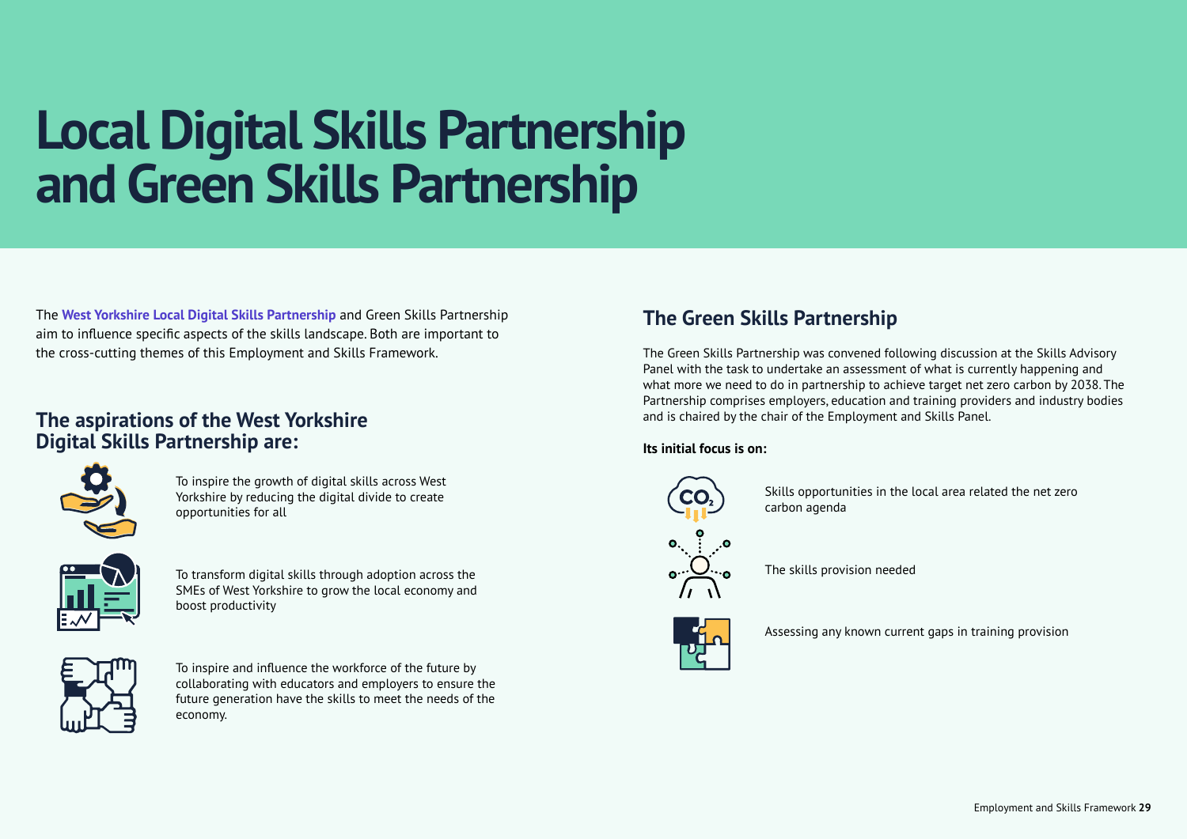# Local Digital Skills Partnership and Green Skills Partnership

The **West Yorkshire Local Digital Skills Partnership** and Green Skills Partnership aim to influence specific aspects of the skills landscape. Both are important to the cross-cutting themes of this Employment and Skills Framework.

## The aspirations of the West Yorkshire Digital Skills Partnership are:

- To inspire the growth of digital skills across West Yorkshire by reducing the digital divide to create opportunities for all
- To transform digital skills through adoption across the SMEs of West Yorkshire to grow the local economy and boost productivity
- To inspire and influence the workforce of the future by collaborating with educators and employers to ensure the future generation have the skills to meet the needs of the economy.

## The Green Skills Partnership

The Green Skills Partnership was convened following discussion at the Skills Advisory Panel with the task to undertake an assessment of what is currently happening and what more we need to do in partnership to achieve target net zero carbon by 2038. The Partnership comprises employers, education and training providers and industry bodies and is chaired by the chair of the Employment and Skills Panel.

**Its initial focus is on:**

- Skills opportunities in the local area related the net zero carbon agenda
- The skills provision needed
- Assessing any known current gaps in training provision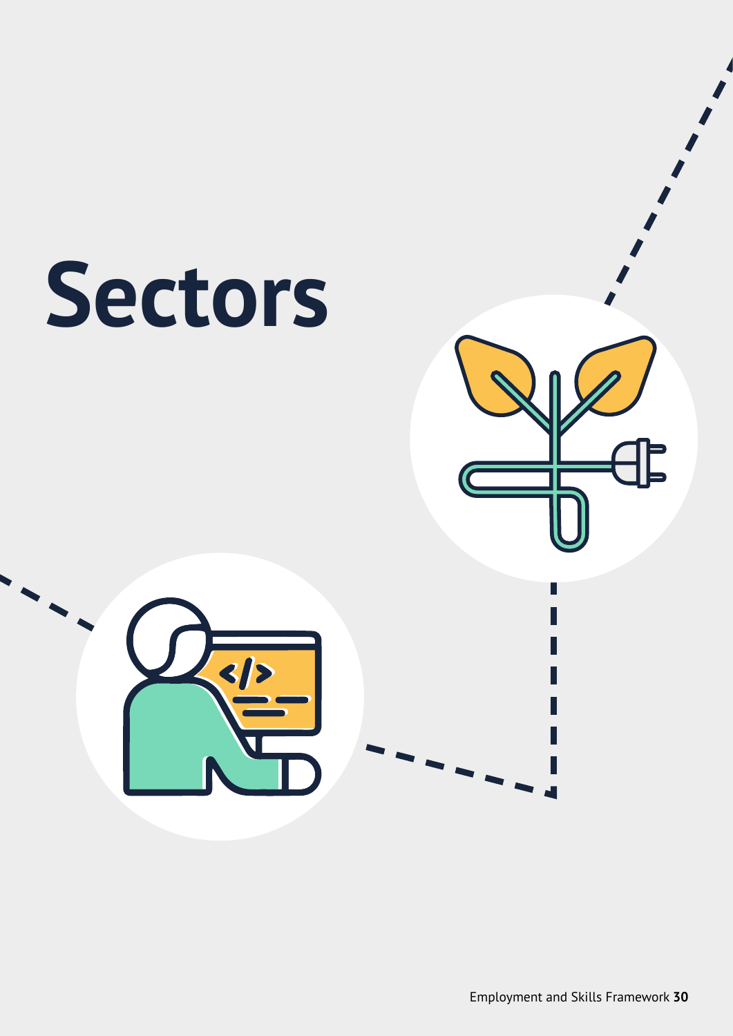# Sectors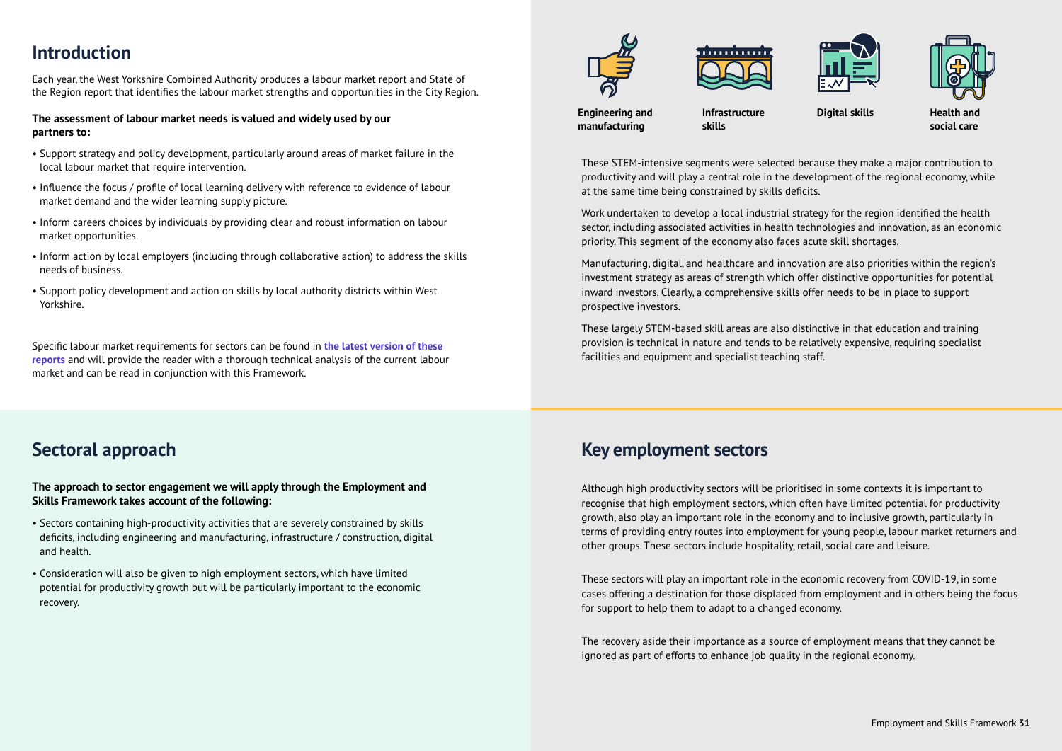## Introduction

Each year, the West Yorkshire Combined Authority produces a labour market report and State of the Region report that identifies the labour market strengths and opportunities in the City Region.

**The assessment of labour market needs is valued and widely used by our partners to:**

- Support strategy and policy development, particularly around areas of market failure in the local labour market that require intervention.
- Influence the focus / profile of local learning delivery with reference to evidence of labour market demand and the wider learning supply picture.
- Inform careers choices by individuals by providing clear and robust information on labour market opportunities.
- Inform action by local employers (including through collaborative action) to address the skills needs of business.
- Support policy development and action on skills by local authority districts within West Yorkshire.

Specific labour market requirements for sectors can be found in **the latest version of these reports** and will provide the reader with a thorough technical analysis of the current labour market and can be read in conjunction with this Framework.

**Engineering and manufacturing**

**Infrastructure skills**

**Digital skills**

**Health and social care**

These STEM-intensive segments were selected because they make a major contribution to productivity and will play a central role in the development of the regional economy, while at the same time being constrained by skills deficits.

Work undertaken to develop a local industrial strategy for the region identified the health sector, including associated activities in health technologies and innovation, as an economic priority. This segment of the economy also faces acute skill shortages.

Manufacturing, digital, and healthcare and innovation are also priorities within the region's investment strategy as areas of strength which offer distinctive opportunities for potential inward investors. Clearly, a comprehensive skills offer needs to be in place to support prospective investors.

These largely STEM-based skill areas are also distinctive in that education and training provision is technical in nature and tends to be relatively expensive, requiring specialist facilities and equipment and specialist teaching staff.

## Sectoral approach

**The approach to sector engagement we will apply through the Employment and Skills Framework takes account of the following:**

- Sectors containing high-productivity activities that are severely constrained by skills deficits, including engineering and manufacturing, infrastructure / construction, digital and health.
- Consideration will also be given to high employment sectors, which have limited potential for productivity growth but will be particularly important to the economic recovery.

## Key employment sectors

Although high productivity sectors will be prioritised in some contexts it is important to recognise that high employment sectors, which often have limited potential for productivity growth, also play an important role in the economy and to inclusive growth, particularly in terms of providing entry routes into employment for young people, labour market returners and other groups. These sectors include hospitality, retail, social care and leisure.

These sectors will play an important role in the economic recovery from COVID-19, in some cases offering a destination for those displaced from employment and in others being the focus for support to help them to adapt to a changed economy.

The recovery aside their importance as a source of employment means that they cannot be ignored as part of efforts to enhance job quality in the regional economy.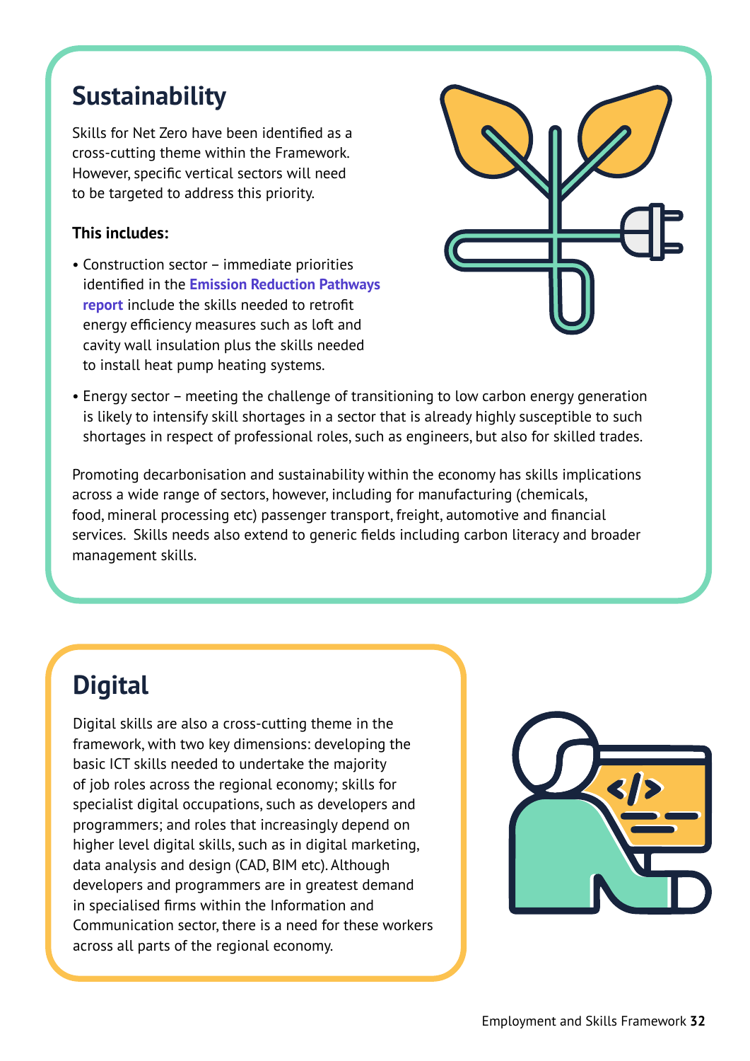## Sustainability

Skills for Net Zero have been identified as a cross-cutting theme within the Framework. However, specific vertical sectors will need to be targeted to address this priority.

**This includes:**

- Construction sector – immediate priorities identified in the **Emission Reduction Pathways report** include the skills needed to retrofit energy efficiency measures such as loft and cavity wall insulation plus the skills needed to install heat pump heating systems.
- Energy sector – meeting the challenge of transitioning to low carbon energy generation is likely to intensify skill shortages in a sector that is already highly susceptible to such shortages in respect of professional roles, such as engineers, but also for skilled trades.

Promoting decarbonisation and sustainability within the economy has skills implications across a wide range of sectors, however, including for manufacturing (chemicals, food, mineral processing etc) passenger transport, freight, automotive and financial services. Skills needs also extend to generic fields including carbon literacy and broader management skills.

## Digital

Digital skills are also a cross-cutting theme in the framework, with two key dimensions: developing the basic ICT skills needed to undertake the majority of job roles across the regional economy; skills for specialist digital occupations, such as developers and programmers; and roles that increasingly depend on higher level digital skills, such as in digital marketing, data analysis and design (CAD, BIM etc). Although developers and programmers are in greatest demand in specialised firms within the Information and Communication sector, there is a need for these workers across all parts of the regional economy.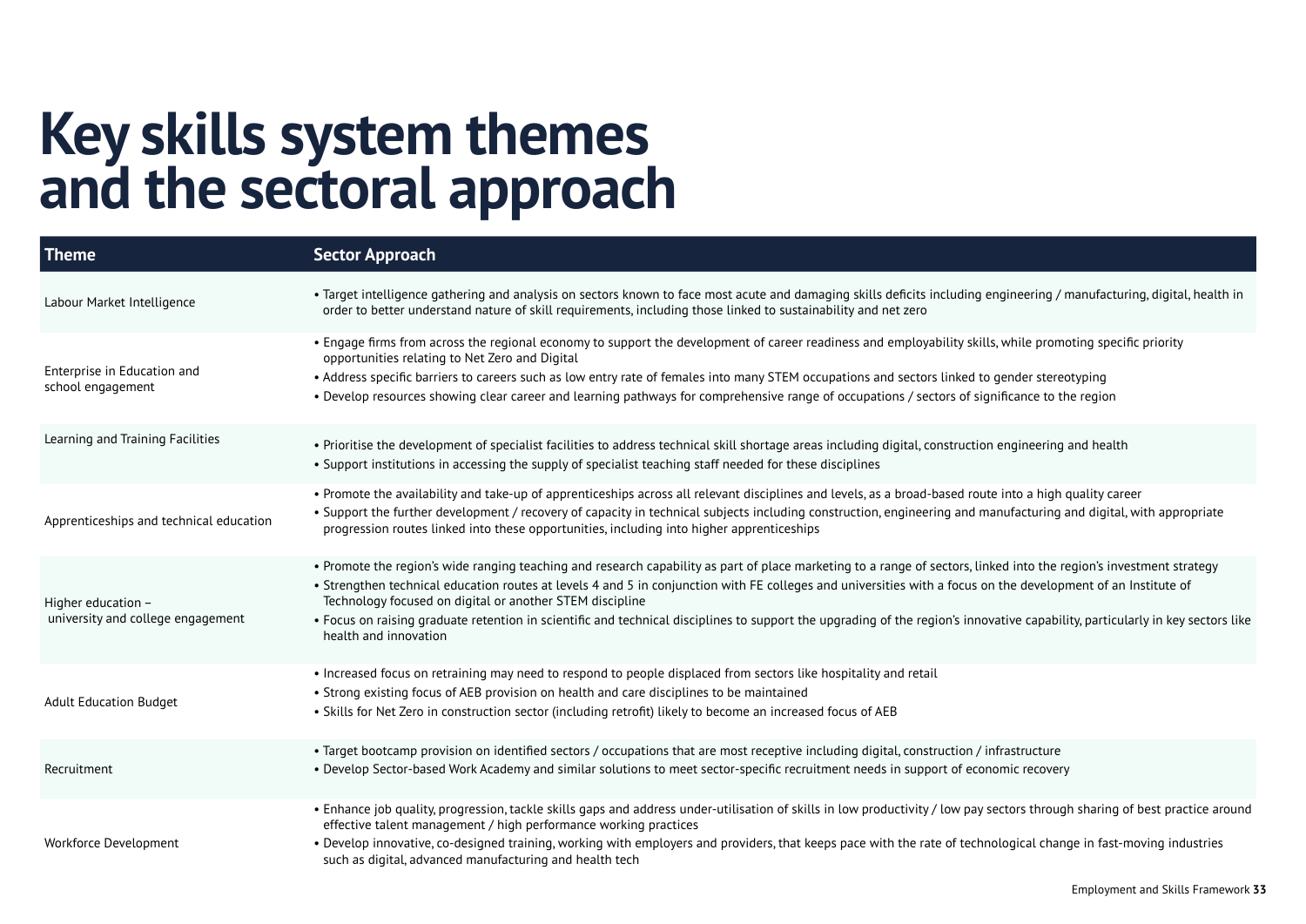# Key skills system themes and the sectoral approach

| Theme | Sector Approach |
|---|---|
| Labour Market Intelligence | • Target intelligence gathering and analysis on sectors known to face most acute and damaging skills deficits including engineering / manufacturing, digital, health in order to better understand nature of skill requirements, including those linked to sustainability and net zero |
| Enterprise in Education and school engagement | • Engage firms from across the regional economy to support the development of career readiness and employability skills, while promoting specific priority opportunities relating to Net Zero and Digital<br>• Address specific barriers to careers such as low entry rate of females into many STEM occupations and sectors linked to gender stereotyping<br>• Develop resources showing clear career and learning pathways for comprehensive range of occupations / sectors of significance to the region |
| Learning and Training Facilities | • Prioritise the development of specialist facilities to address technical skill shortage areas including digital, construction engineering and health<br>• Support institutions in accessing the supply of specialist teaching staff needed for these disciplines |
| Apprenticeships and technical education | • Promote the availability and take-up of apprenticeships across all relevant disciplines and levels, as a broad-based route into a high quality career<br>• Support the further development / recovery of capacity in technical subjects including construction, engineering and manufacturing and digital, with appropriate progression routes linked into these opportunities, including into higher apprenticeships |
| Higher education – university and college engagement | • Promote the region's wide ranging teaching and research capability as part of place marketing to a range of sectors, linked into the region's investment strategy<br>• Strengthen technical education routes at levels 4 and 5 in conjunction with FE colleges and universities with a focus on the development of an Institute of Technology focused on digital or another STEM discipline<br>• Focus on raising graduate retention in scientific and technical disciplines to support the upgrading of the region's innovative capability, particularly in key sectors like health and innovation |
| Adult Education Budget | • Increased focus on retraining may need to respond to people displaced from sectors like hospitality and retail<br>• Strong existing focus of AEB provision on health and care disciplines to be maintained<br>• Skills for Net Zero in construction sector (including retrofit) likely to become an increased focus of AEB |
| Recruitment | • Target bootcamp provision on identified sectors / occupations that are most receptive including digital, construction / infrastructure<br>• Develop Sector-based Work Academy and similar solutions to meet sector-specific recruitment needs in support of economic recovery |
| Workforce Development | • Enhance job quality, progression, tackle skills gaps and address under-utilisation of skills in low productivity / low pay sectors through sharing of best practice around effective talent management / high performance working practices<br>• Develop innovative, co-designed training, working with employers and providers, that keeps pace with the rate of technological change in fast-moving industries such as digital, advanced manufacturing and health tech |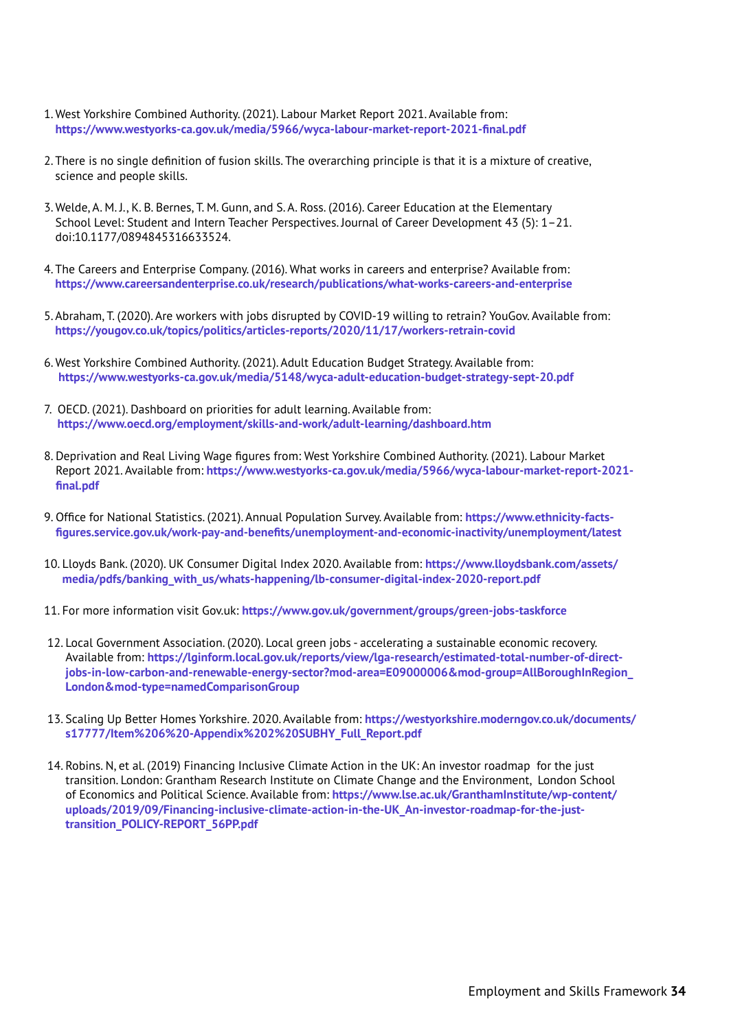1. West Yorkshire Combined Authority. (2021). Labour Market Report 2021. Available from: **https://www.westyorks-ca.gov.uk/media/5966/wyca-labour-market-report-2021-final.pdf**

2. There is no single definition of fusion skills. The overarching principle is that it is a mixture of creative, science and people skills.

3. Welde, A. M. J., K. B. Bernes, T. M. Gunn, and S. A. Ross. (2016). Career Education at the Elementary School Level: Student and Intern Teacher Perspectives. Journal of Career Development 43 (5): 1–21. doi:10.1177/0894845316633524.

4. The Careers and Enterprise Company. (2016). What works in careers and enterprise? Available from: **https://www.careersandenterprise.co.uk/research/publications/what-works-careers-and-enterprise**

5. Abraham, T. (2020). Are workers with jobs disrupted by COVID-19 willing to retrain? YouGov. Available from: **https://yougov.co.uk/topics/politics/articles-reports/2020/11/17/workers-retrain-covid**

6. West Yorkshire Combined Authority. (2021). Adult Education Budget Strategy. Available from: **https://www.westyorks-ca.gov.uk/media/5148/wyca-adult-education-budget-strategy-sept-20.pdf**

7. OECD. (2021). Dashboard on priorities for adult learning. Available from: **https://www.oecd.org/employment/skills-and-work/adult-learning/dashboard.htm**

8. Deprivation and Real Living Wage figures from: West Yorkshire Combined Authority. (2021). Labour Market Report 2021. Available from: **https://www.westyorks-ca.gov.uk/media/5966/wyca-labour-market-report-2021-final.pdf**

9. Office for National Statistics. (2021). Annual Population Survey. Available from: **https://www.ethnicity-facts-figures.service.gov.uk/work-pay-and-benefits/unemployment-and-economic-inactivity/unemployment/latest**

10. Lloyds Bank. (2020). UK Consumer Digital Index 2020. Available from: **https://www.lloydsbank.com/assets/media/pdfs/banking_with_us/whats-happening/lb-consumer-digital-index-2020-report.pdf**

11. For more information visit Gov.uk: **https://www.gov.uk/government/groups/green-jobs-taskforce**

12. Local Government Association. (2020). Local green jobs - accelerating a sustainable economic recovery. Available from: **https://lginform.local.gov.uk/reports/view/lga-research/estimated-total-number-of-direct-jobs-in-low-carbon-and-renewable-energy-sector?mod-area=E09000006&mod-group=AllBoroughInRegion_London&mod-type=namedComparisonGroup**

13. Scaling Up Better Homes Yorkshire. 2020. Available from: **https://westyorkshire.moderngov.co.uk/documents/s17777/Item%206%20-Appendix%202%20SUBHY_Full_Report.pdf**

14. Robins. N, et al. (2019) Financing Inclusive Climate Action in the UK: An investor roadmap for the just transition. London: Grantham Research Institute on Climate Change and the Environment, London School of Economics and Political Science. Available from: **https://www.lse.ac.uk/GranthamInstitute/wp-content/uploads/2019/09/Financing-inclusive-climate-action-in-the-UK_An-investor-roadmap-for-the-just-transition_POLICY-REPORT_56PP.pdf**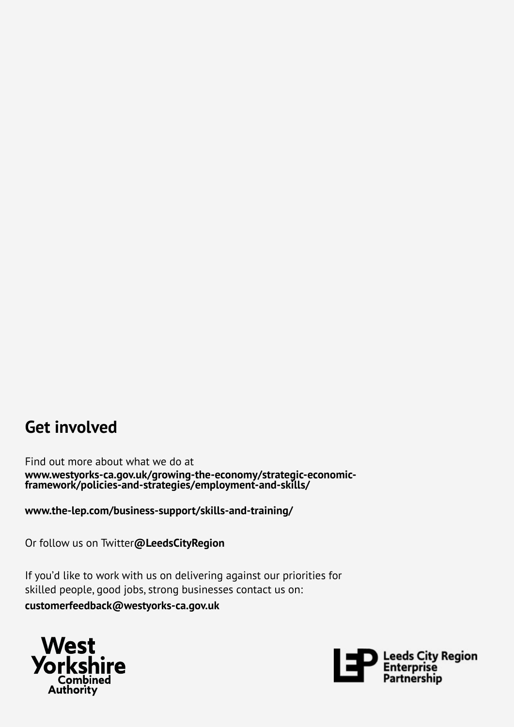## Get involved

Find out more about what we do at
**www.westyorks-ca.gov.uk/growing-the-economy/strategic-economic-framework/policies-and-strategies/employment-and-skills/**

**www.the-lep.com/business-support/skills-and-training/**

Or follow us on Twitter**@LeedsCityRegion**

If you'd like to work with us on delivering against our priorities for skilled people, good jobs, strong businesses contact us on:
**customerfeedback@westyorks-ca.gov.uk**

West Yorkshire Combined Authority

Leeds City Region Enterprise Partnership